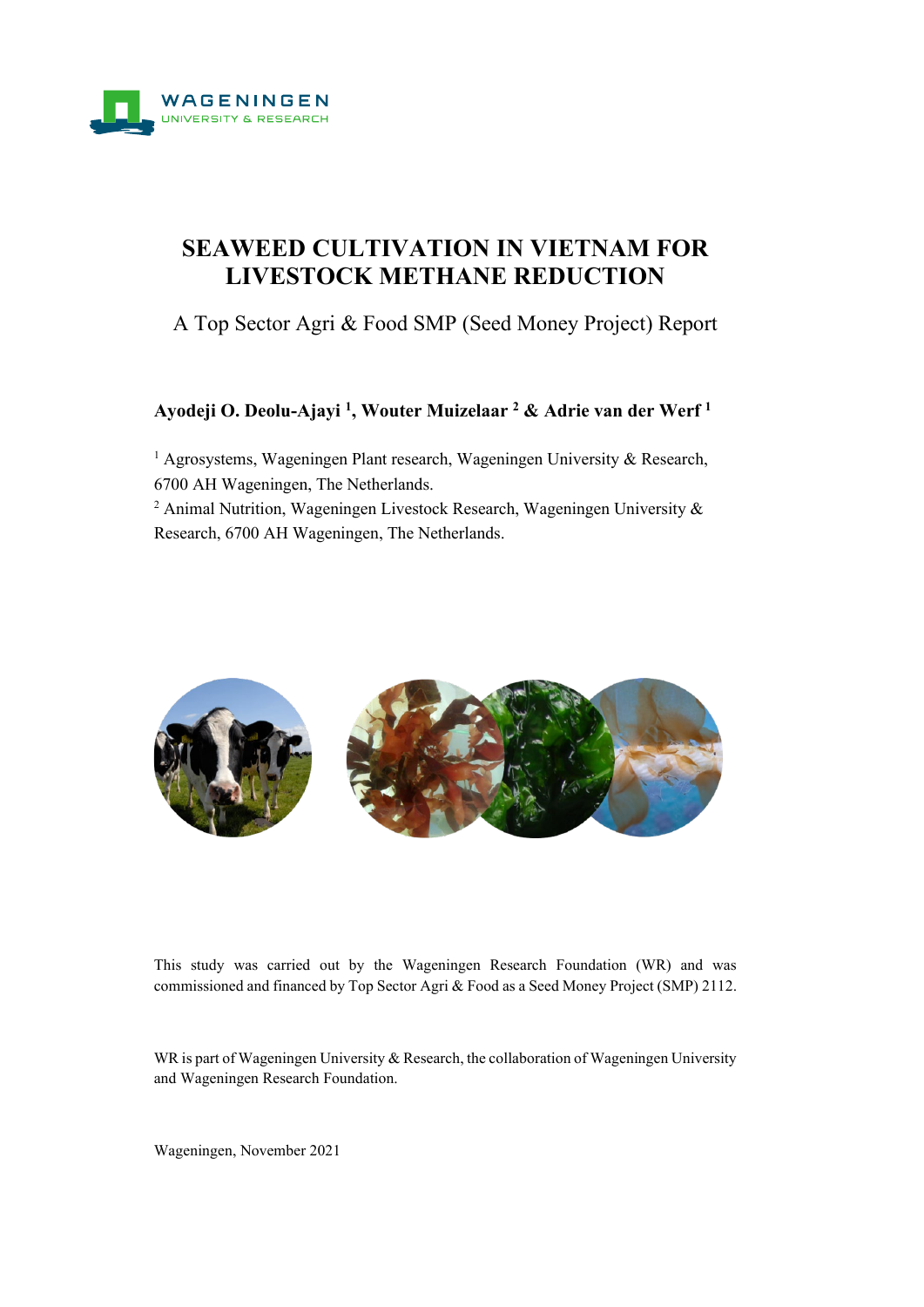WAGENINGEN UNIVERSITY & RESEARCH

# SEAWEED CULTIVATION IN VIETNAM FOR LIVESTOCK METHANE REDUCTION

A Top Sector Agri & Food SMP (Seed Money Project) Report

**Ayodeji O. Deolu-Ajayi [1], Wouter Muizelaar [2] & Adrie van der Werf [1]**

[1] Agrosystems, Wageningen Plant research, Wageningen University & Research, 6700 AH Wageningen, The Netherlands.

[2] Animal Nutrition, Wageningen Livestock Research, Wageningen University & Research, 6700 AH Wageningen, The Netherlands.

This study was carried out by the Wageningen Research Foundation (WR) and was commissioned and financed by Top Sector Agri & Food as a Seed Money Project (SMP) 2112.

WR is part of Wageningen University & Research, the collaboration of Wageningen University and Wageningen Research Foundation.

Wageningen, November 2021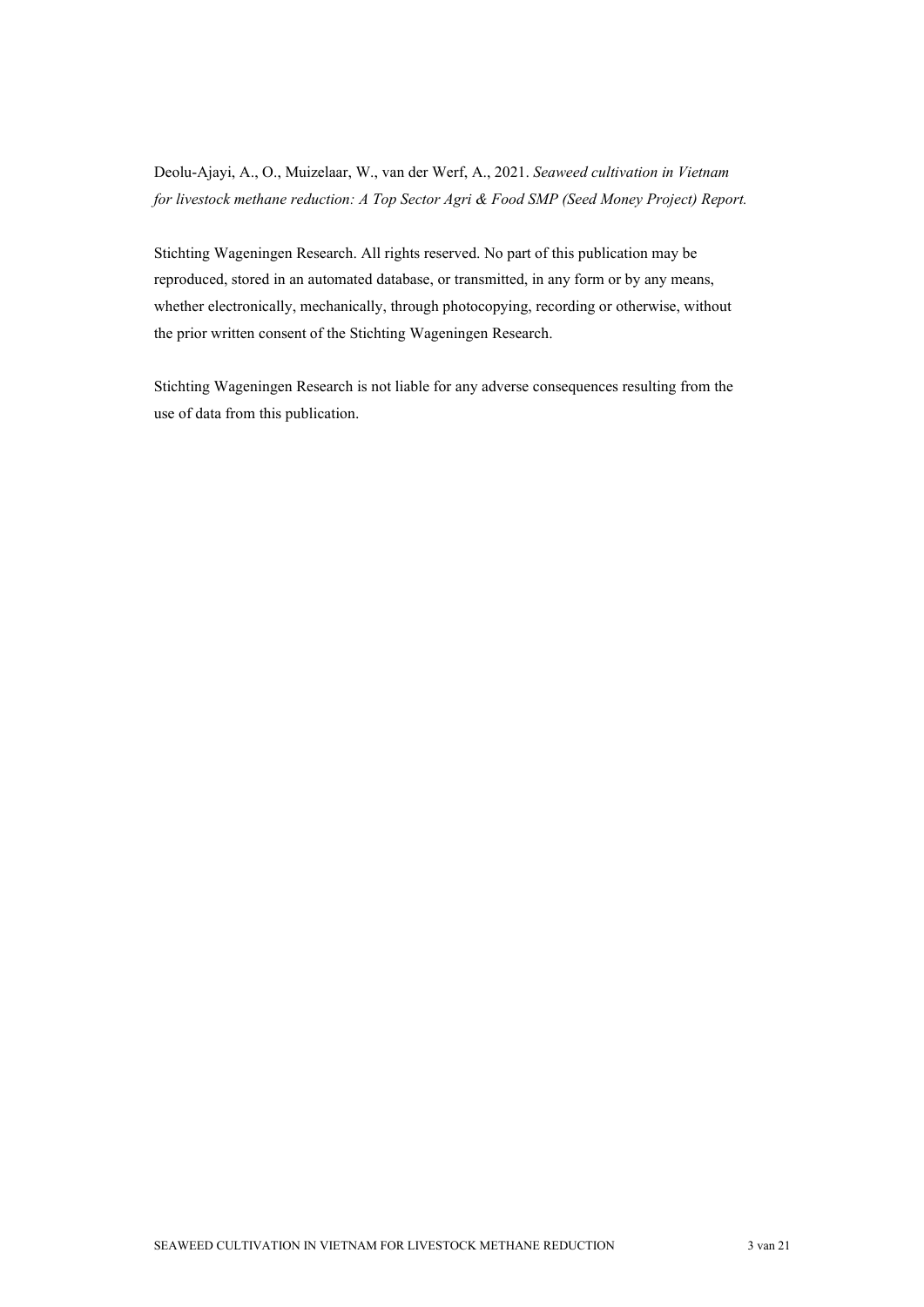Deolu-Ajayi, A., O., Muizelaar, W., van der Werf, A., 2021. *Seaweed cultivation in Vietnam for livestock methane reduction: A Top Sector Agri & Food SMP (Seed Money Project) Report.*

Stichting Wageningen Research. All rights reserved. No part of this publication may be reproduced, stored in an automated database, or transmitted, in any form or by any means, whether electronically, mechanically, through photocopying, recording or otherwise, without the prior written consent of the Stichting Wageningen Research.

Stichting Wageningen Research is not liable for any adverse consequences resulting from the use of data from this publication.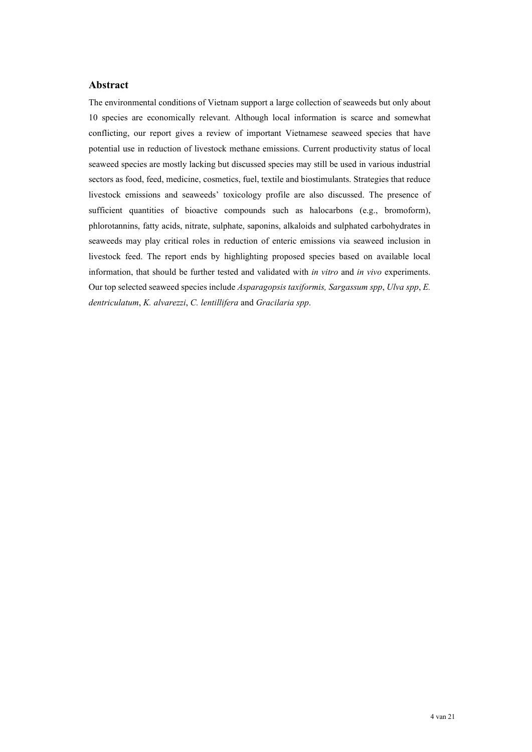## Abstract

The environmental conditions of Vietnam support a large collection of seaweeds but only about 10 species are economically relevant. Although local information is scarce and somewhat conflicting, our report gives a review of important Vietnamese seaweed species that have potential use in reduction of livestock methane emissions. Current productivity status of local seaweed species are mostly lacking but discussed species may still be used in various industrial sectors as food, feed, medicine, cosmetics, fuel, textile and biostimulants. Strategies that reduce livestock emissions and seaweeds' toxicology profile are also discussed. The presence of sufficient quantities of bioactive compounds such as halocarbons (e.g., bromoform), phlorotannins, fatty acids, nitrate, sulphate, saponins, alkaloids and sulphated carbohydrates in seaweeds may play critical roles in reduction of enteric emissions via seaweed inclusion in livestock feed. The report ends by highlighting proposed species based on available local information, that should be further tested and validated with *in vitro* and *in vivo* experiments. Our top selected seaweed species include *Asparagopsis taxiformis, Sargassum spp*, *Ulva spp*, *E. dentriculatum*, *K. alvarezzi*, *C. lentillifera* and *Gracilaria spp*.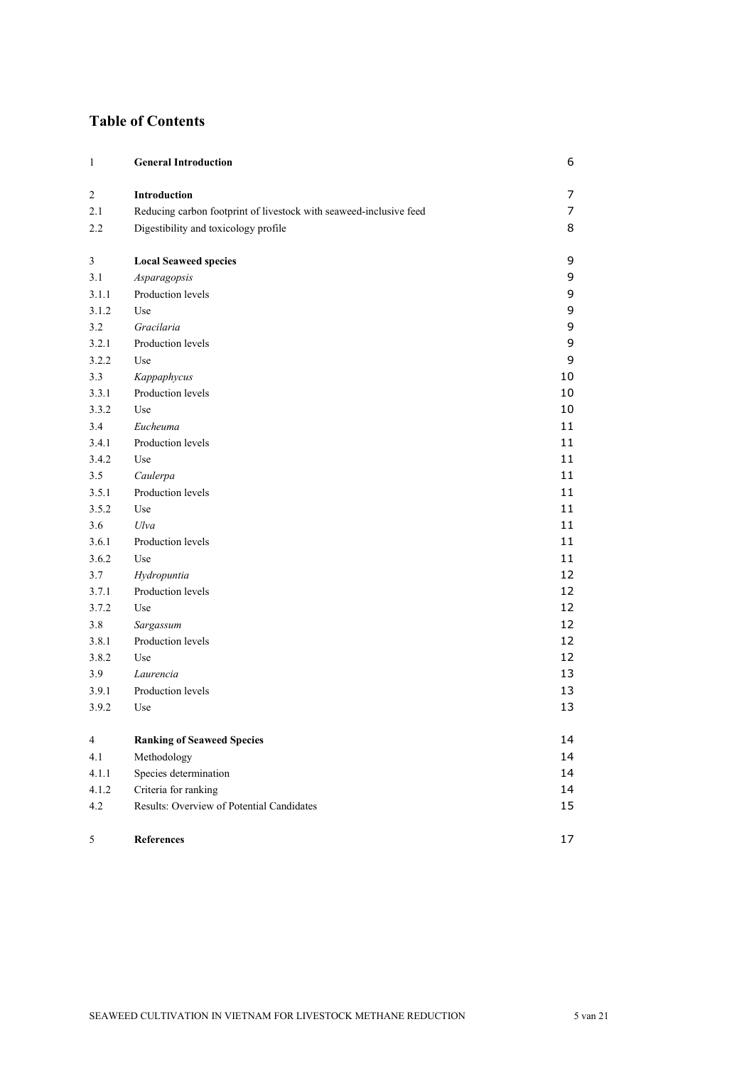## Table of Contents

| | | |
|---|---|---|
| 1 | **General Introduction** | 6 |
| 2 | **Introduction** | 7 |
| 2.1 | Reducing carbon footprint of livestock with seaweed-inclusive feed | 7 |
| 2.2 | Digestibility and toxicology profile | 8 |
| 3 | **Local Seaweed species** | 9 |
| 3.1 | *Asparagopsis* | 9 |
| 3.1.1 | Production levels | 9 |
| 3.1.2 | Use | 9 |
| 3.2 | *Gracilaria* | 9 |
| 3.2.1 | Production levels | 9 |
| 3.2.2 | Use | 9 |
| 3.3 | *Kappaphycus* | 10 |
| 3.3.1 | Production levels | 10 |
| 3.3.2 | Use | 10 |
| 3.4 | *Eucheuma* | 11 |
| 3.4.1 | Production levels | 11 |
| 3.4.2 | Use | 11 |
| 3.5 | *Caulerpa* | 11 |
| 3.5.1 | Production levels | 11 |
| 3.5.2 | Use | 11 |
| 3.6 | *Ulva* | 11 |
| 3.6.1 | Production levels | 11 |
| 3.6.2 | Use | 11 |
| 3.7 | *Hydropuntia* | 12 |
| 3.7.1 | Production levels | 12 |
| 3.7.2 | Use | 12 |
| 3.8 | *Sargassum* | 12 |
| 3.8.1 | Production levels | 12 |
| 3.8.2 | Use | 12 |
| 3.9 | *Laurencia* | 13 |
| 3.9.1 | Production levels | 13 |
| 3.9.2 | Use | 13 |
| 4 | **Ranking of Seaweed Species** | 14 |
| 4.1 | Methodology | 14 |
| 4.1.1 | Species determination | 14 |
| 4.1.2 | Criteria for ranking | 14 |
| 4.2 | Results: Overview of Potential Candidates | 15 |
| 5 | **References** | 17 |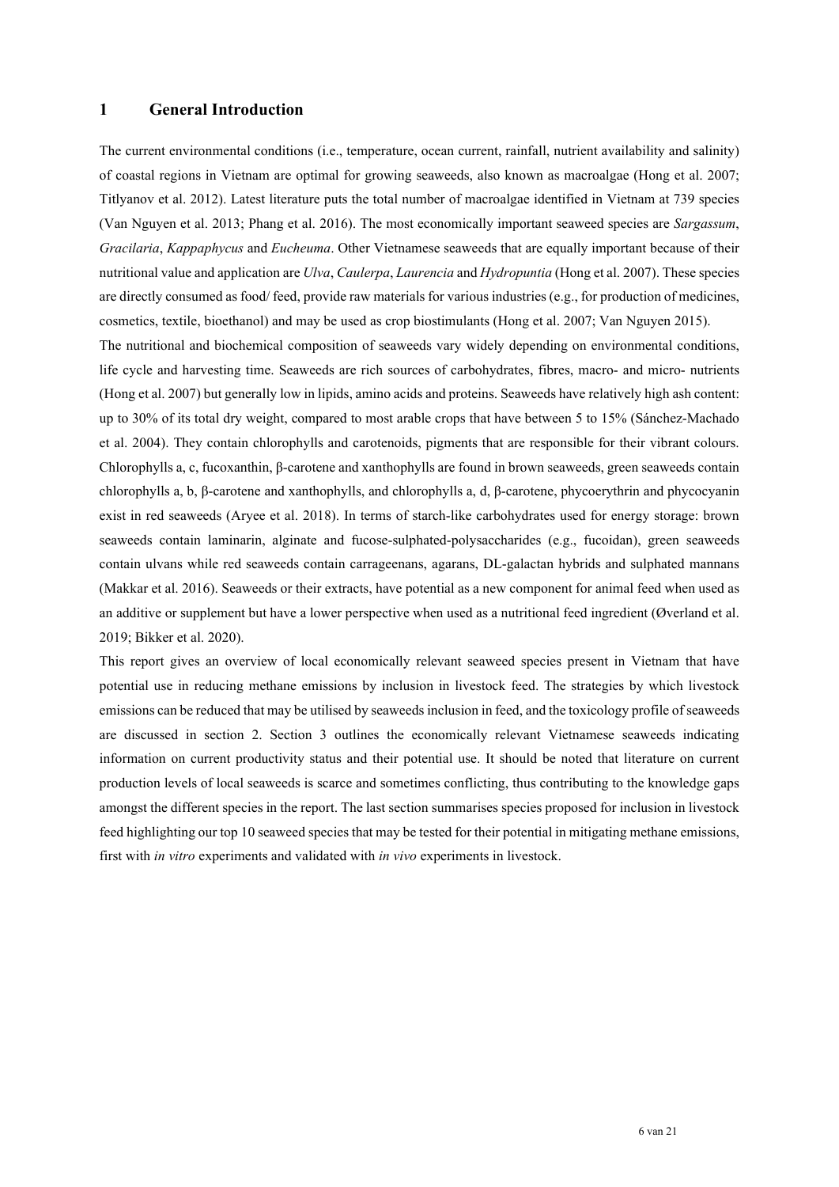# 1 General Introduction

The current environmental conditions (i.e., temperature, ocean current, rainfall, nutrient availability and salinity) of coastal regions in Vietnam are optimal for growing seaweeds, also known as macroalgae (Hong et al. 2007; Titlyanov et al. 2012). Latest literature puts the total number of macroalgae identified in Vietnam at 739 species (Van Nguyen et al. 2013; Phang et al. 2016). The most economically important seaweed species are *Sargassum*, *Gracilaria*, *Kappaphycus* and *Eucheuma*. Other Vietnamese seaweeds that are equally important because of their nutritional value and application are *Ulva*, *Caulerpa*, *Laurencia* and *Hydropuntia* (Hong et al. 2007). These species are directly consumed as food/ feed, provide raw materials for various industries (e.g., for production of medicines, cosmetics, textile, bioethanol) and may be used as crop biostimulants (Hong et al. 2007; Van Nguyen 2015).

The nutritional and biochemical composition of seaweeds vary widely depending on environmental conditions, life cycle and harvesting time. Seaweeds are rich sources of carbohydrates, fibres, macro- and micro- nutrients (Hong et al. 2007) but generally low in lipids, amino acids and proteins. Seaweeds have relatively high ash content: up to 30% of its total dry weight, compared to most arable crops that have between 5 to 15% (Sánchez-Machado et al. 2004). They contain chlorophylls and carotenoids, pigments that are responsible for their vibrant colours. Chlorophylls a, c, fucoxanthin, β-carotene and xanthophylls are found in brown seaweeds, green seaweeds contain chlorophylls a, b, β-carotene and xanthophylls, and chlorophylls a, d, β-carotene, phycoerythrin and phycocyanin exist in red seaweeds (Aryee et al. 2018). In terms of starch-like carbohydrates used for energy storage: brown seaweeds contain laminarin, alginate and fucose-sulphated-polysaccharides (e.g., fucoidan), green seaweeds contain ulvans while red seaweeds contain carrageenans, agarans, DL-galactan hybrids and sulphated mannans (Makkar et al. 2016). Seaweeds or their extracts, have potential as a new component for animal feed when used as an additive or supplement but have a lower perspective when used as a nutritional feed ingredient (Øverland et al. 2019; Bikker et al. 2020).

This report gives an overview of local economically relevant seaweed species present in Vietnam that have potential use in reducing methane emissions by inclusion in livestock feed. The strategies by which livestock emissions can be reduced that may be utilised by seaweeds inclusion in feed, and the toxicology profile of seaweeds are discussed in section 2. Section 3 outlines the economically relevant Vietnamese seaweeds indicating information on current productivity status and their potential use. It should be noted that literature on current production levels of local seaweeds is scarce and sometimes conflicting, thus contributing to the knowledge gaps amongst the different species in the report. The last section summarises species proposed for inclusion in livestock feed highlighting our top 10 seaweed species that may be tested for their potential in mitigating methane emissions, first with *in vitro* experiments and validated with *in vivo* experiments in livestock.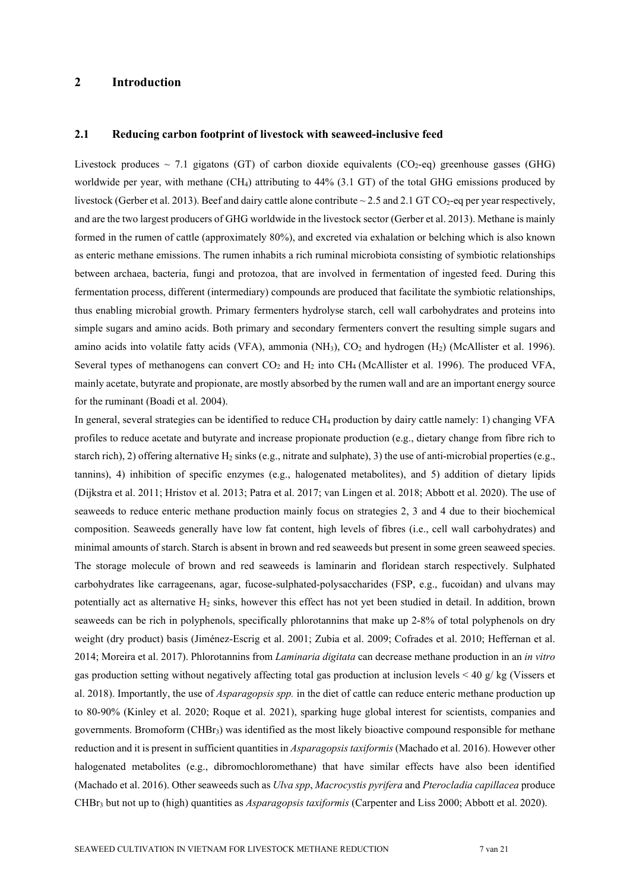# 2 Introduction

## 2.1 Reducing carbon footprint of livestock with seaweed-inclusive feed

Livestock produces ~ 7.1 gigatons (GT) of carbon dioxide equivalents ($CO_2$-eq) greenhouse gasses (GHG) worldwide per year, with methane ($CH_4$) attributing to 44% (3.1 GT) of the total GHG emissions produced by livestock (Gerber et al. 2013). Beef and dairy cattle alone contribute ~ 2.5 and 2.1 GT $CO_2$-eq per year respectively, and are the two largest producers of GHG worldwide in the livestock sector (Gerber et al. 2013). Methane is mainly formed in the rumen of cattle (approximately 80%), and excreted via exhalation or belching which is also known as enteric methane emissions. The rumen inhabits a rich ruminal microbiota consisting of symbiotic relationships between archaea, bacteria, fungi and protozoa, that are involved in fermentation of ingested feed. During this fermentation process, different (intermediary) compounds are produced that facilitate the symbiotic relationships, thus enabling microbial growth. Primary fermenters hydrolyse starch, cell wall carbohydrates and proteins into simple sugars and amino acids. Both primary and secondary fermenters convert the resulting simple sugars and amino acids into volatile fatty acids (VFA), ammonia ($NH_3$), $CO_2$ and hydrogen ($H_2$) (McAllister et al. 1996). Several types of methanogens can convert $CO_2$ and $H_2$ into $CH_4$ (McAllister et al. 1996). The produced VFA, mainly acetate, butyrate and propionate, are mostly absorbed by the rumen wall and are an important energy source for the ruminant (Boadi et al. 2004).

In general, several strategies can be identified to reduce $CH_4$ production by dairy cattle namely: 1) changing VFA profiles to reduce acetate and butyrate and increase propionate production (e.g., dietary change from fibre rich to starch rich), 2) offering alternative $H_2$ sinks (e.g., nitrate and sulphate), 3) the use of anti-microbial properties (e.g., tannins), 4) inhibition of specific enzymes (e.g., halogenated metabolites), and 5) addition of dietary lipids (Dijkstra et al. 2011; Hristov et al. 2013; Patra et al. 2017; van Lingen et al. 2018; Abbott et al. 2020). The use of seaweeds to reduce enteric methane production mainly focus on strategies 2, 3 and 4 due to their biochemical composition. Seaweeds generally have low fat content, high levels of fibres (i.e., cell wall carbohydrates) and minimal amounts of starch. Starch is absent in brown and red seaweeds but present in some green seaweed species. The storage molecule of brown and red seaweeds is laminarin and floridean starch respectively. Sulphated carbohydrates like carrageenans, agar, fucose-sulphated-polysaccharides (FSP, e.g., fucoidan) and ulvans may potentially act as alternative $H_2$ sinks, however this effect has not yet been studied in detail. In addition, brown seaweeds can be rich in polyphenols, specifically phlorotannins that make up 2-8% of total polyphenols on dry weight (dry product) basis (Jiménez-Escrig et al. 2001; Zubia et al. 2009; Cofrades et al. 2010; Heffernan et al. 2014; Moreira et al. 2017). Phlorotannins from *Laminaria digitata* can decrease methane production in an *in vitro* gas production setting without negatively affecting total gas production at inclusion levels < 40 g/ kg (Vissers et al. 2018). Importantly, the use of *Asparagopsis spp.* in the diet of cattle can reduce enteric methane production up to 80-90% (Kinley et al. 2020; Roque et al. 2021), sparking huge global interest for scientists, companies and governments. Bromoform ($CHBr_3$) was identified as the most likely bioactive compound responsible for methane reduction and it is present in sufficient quantities in *Asparagopsis taxiformis* (Machado et al. 2016). However other halogenated metabolites (e.g., dibromochloromethane) that have similar effects have also been identified (Machado et al. 2016). Other seaweeds such as *Ulva spp*, *Macrocystis pyrifera* and *Pterocladia capillacea* produce $CHBr_3$ but not up to (high) quantities as *Asparagopsis taxiformis* (Carpenter and Liss 2000; Abbott et al. 2020).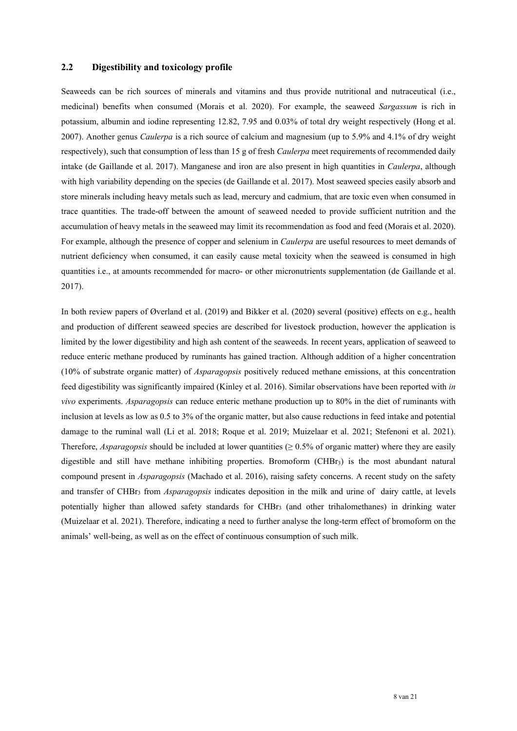## 2.2 Digestibility and toxicology profile

Seaweeds can be rich sources of minerals and vitamins and thus provide nutritional and nutraceutical (i.e., medicinal) benefits when consumed (Morais et al. 2020). For example, the seaweed *Sargassum* is rich in potassium, albumin and iodine representing 12.82, 7.95 and 0.03% of total dry weight respectively (Hong et al. 2007). Another genus *Caulerpa* is a rich source of calcium and magnesium (up to 5.9% and 4.1% of dry weight respectively), such that consumption of less than 15 g of fresh *Caulerpa* meet requirements of recommended daily intake (de Gaillande et al. 2017). Manganese and iron are also present in high quantities in *Caulerpa*, although with high variability depending on the species (de Gaillande et al. 2017). Most seaweed species easily absorb and store minerals including heavy metals such as lead, mercury and cadmium, that are toxic even when consumed in trace quantities. The trade-off between the amount of seaweed needed to provide sufficient nutrition and the accumulation of heavy metals in the seaweed may limit its recommendation as food and feed (Morais et al. 2020). For example, although the presence of copper and selenium in *Caulerpa* are useful resources to meet demands of nutrient deficiency when consumed, it can easily cause metal toxicity when the seaweed is consumed in high quantities i.e., at amounts recommended for macro- or other micronutrients supplementation (de Gaillande et al. 2017).

In both review papers of Øverland et al. (2019) and Bikker et al. (2020) several (positive) effects on e.g., health and production of different seaweed species are described for livestock production, however the application is limited by the lower digestibility and high ash content of the seaweeds. In recent years, application of seaweed to reduce enteric methane produced by ruminants has gained traction. Although addition of a higher concentration (10% of substrate organic matter) of *Asparagopsis* positively reduced methane emissions, at this concentration feed digestibility was significantly impaired (Kinley et al. 2016). Similar observations have been reported with *in vivo* experiments. *Asparagopsis* can reduce enteric methane production up to 80% in the diet of ruminants with inclusion at levels as low as 0.5 to 3% of the organic matter, but also cause reductions in feed intake and potential damage to the ruminal wall (Li et al. 2018; Roque et al. 2019; Muizelaar et al. 2021; Stefenoni et al. 2021). Therefore, *Asparagopsis* should be included at lower quantities ($\geq$ 0.5% of organic matter) where they are easily digestible and still have methane inhibiting properties. Bromoform ($CHBr_3$) is the most abundant natural compound present in *Asparagopsis* (Machado et al. 2016), raising safety concerns. A recent study on the safety and transfer of $CHBr_3$ from *Asparagopsis* indicates deposition in the milk and urine of dairy cattle, at levels potentially higher than allowed safety standards for $CHBr_3$ (and other trihalomethanes) in drinking water (Muizelaar et al. 2021). Therefore, indicating a need to further analyse the long-term effect of bromoform on the animals' well-being, as well as on the effect of continuous consumption of such milk.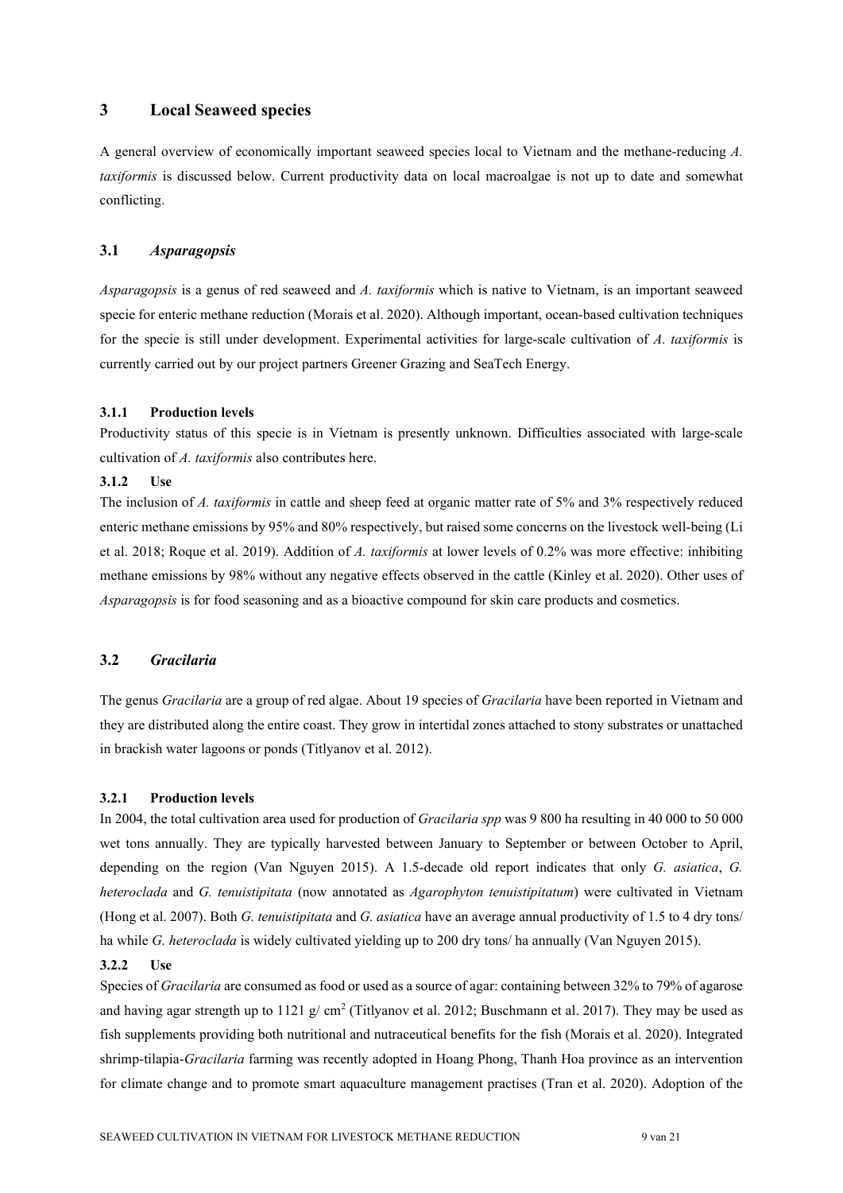# 3 Local Seaweed species

A general overview of economically important seaweed species local to Vietnam and the methane-reducing *A. taxiformis* is discussed below. Current productivity data on local macroalgae is not up to date and somewhat conflicting.

## 3.1 *Asparagopsis*

*Asparagopsis* is a genus of red seaweed and *A. taxiformis* which is native to Vietnam, is an important seaweed specie for enteric methane reduction (Morais et al. 2020). Although important, ocean-based cultivation techniques for the specie is still under development. Experimental activities for large-scale cultivation of *A. taxiformis* is currently carried out by our project partners Greener Grazing and SeaTech Energy.

### 3.1.1 Production levels

Productivity status of this specie is in Vietnam is presently unknown. Difficulties associated with large-scale cultivation of *A. taxiformis* also contributes here.

### 3.1.2 Use

The inclusion of *A. taxiformis* in cattle and sheep feed at organic matter rate of 5% and 3% respectively reduced enteric methane emissions by 95% and 80% respectively, but raised some concerns on the livestock well-being (Li et al. 2018; Roque et al. 2019). Addition of *A. taxiformis* at lower levels of 0.2% was more effective: inhibiting methane emissions by 98% without any negative effects observed in the cattle (Kinley et al. 2020). Other uses of *Asparagopsis* is for food seasoning and as a bioactive compound for skin care products and cosmetics.

## 3.2 *Gracilaria*

The genus *Gracilaria* are a group of red algae. About 19 species of *Gracilaria* have been reported in Vietnam and they are distributed along the entire coast. They grow in intertidal zones attached to stony substrates or unattached in brackish water lagoons or ponds (Titlyanov et al. 2012).

### 3.2.1 Production levels

In 2004, the total cultivation area used for production of *Gracilaria spp* was 9 800 ha resulting in 40 000 to 50 000 wet tons annually. They are typically harvested between January to September or between October to April, depending on the region (Van Nguyen 2015). A 1.5-decade old report indicates that only *G. asiatica*, *G. heteroclada* and *G. tenuistipitata* (now annotated as *Agarophyton tenuistipitatum*) were cultivated in Vietnam (Hong et al. 2007). Both *G. tenuistipitata* and *G. asiatica* have an average annual productivity of 1.5 to 4 dry tons/ ha while *G. heteroclada* is widely cultivated yielding up to 200 dry tons/ ha annually (Van Nguyen 2015).

### 3.2.2 Use

Species of *Gracilaria* are consumed as food or used as a source of agar: containing between 32% to 79% of agarose and having agar strength up to 1121 g/ $cm^2$ (Titlyanov et al. 2012; Buschmann et al. 2017). They may be used as fish supplements providing both nutritional and nutraceutical benefits for the fish (Morais et al. 2020). Integrated shrimp-tilapia-*Gracilaria* farming was recently adopted in Hoang Phong, Thanh Hoa province as an intervention for climate change and to promote smart aquaculture management practises (Tran et al. 2020). Adoption of the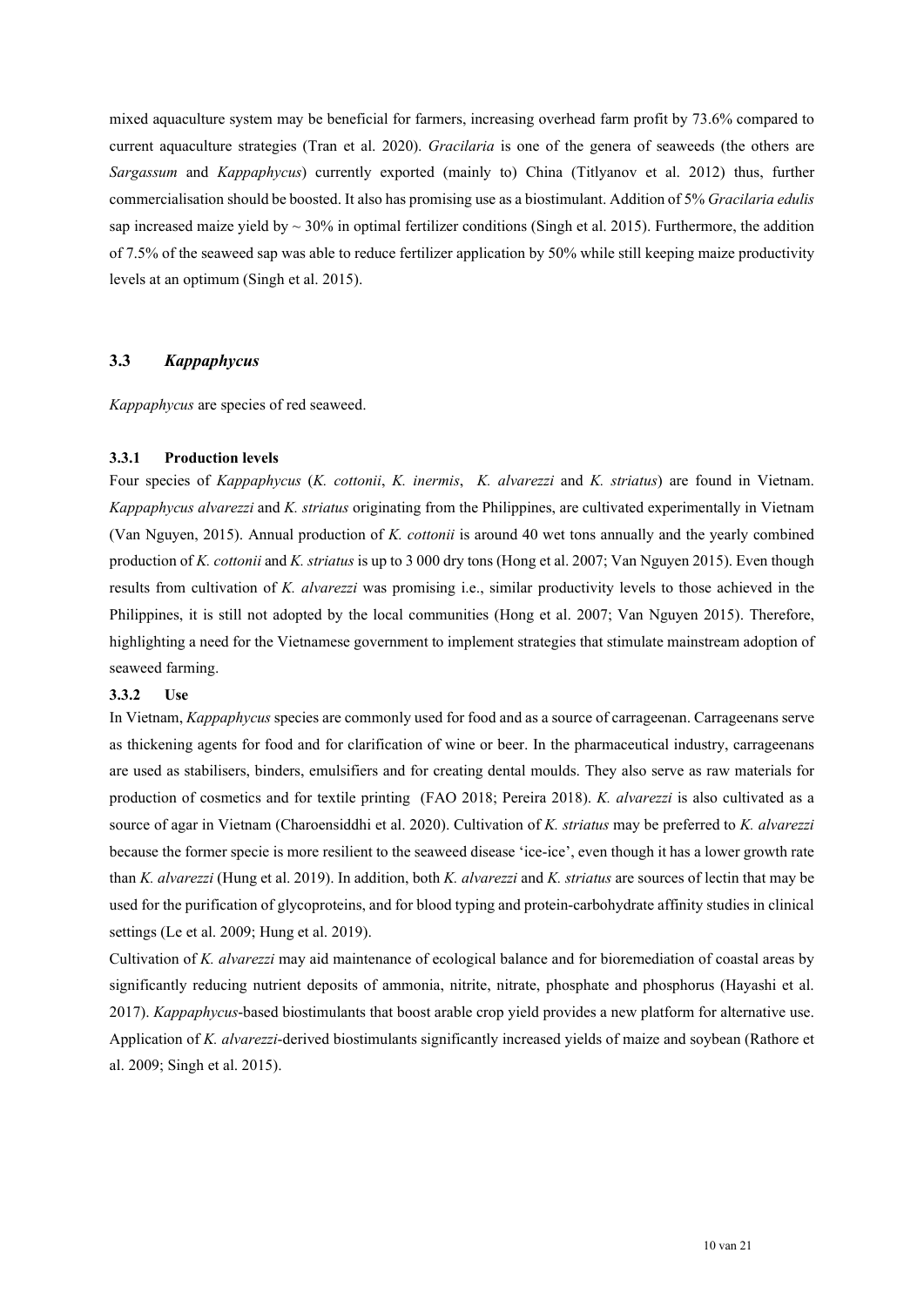mixed aquaculture system may be beneficial for farmers, increasing overhead farm profit by 73.6% compared to current aquaculture strategies (Tran et al. 2020). *Gracilaria* is one of the genera of seaweeds (the others are *Sargassum* and *Kappaphycus*) currently exported (mainly to) China (Titlyanov et al. 2012) thus, further commercialisation should be boosted. It also has promising use as a biostimulant. Addition of 5% *Gracilaria edulis* sap increased maize yield by ~ 30% in optimal fertilizer conditions (Singh et al. 2015). Furthermore, the addition of 7.5% of the seaweed sap was able to reduce fertilizer application by 50% while still keeping maize productivity levels at an optimum (Singh et al. 2015).

## 3.3 *Kappaphycus*

*Kappaphycus* are species of red seaweed.

### 3.3.1 Production levels

Four species of *Kappaphycus* (*K. cottonii*, *K. inermis*, *K. alvarezzi* and *K. striatus*) are found in Vietnam. *Kappaphycus alvarezzi* and *K. striatus* originating from the Philippines, are cultivated experimentally in Vietnam (Van Nguyen, 2015). Annual production of *K. cottonii* is around 40 wet tons annually and the yearly combined production of *K. cottonii* and *K. striatus* is up to 3 000 dry tons (Hong et al. 2007; Van Nguyen 2015). Even though results from cultivation of *K. alvarezzi* was promising i.e., similar productivity levels to those achieved in the Philippines, it is still not adopted by the local communities (Hong et al. 2007; Van Nguyen 2015). Therefore, highlighting a need for the Vietnamese government to implement strategies that stimulate mainstream adoption of seaweed farming.

### 3.3.2 Use

In Vietnam, *Kappaphycus* species are commonly used for food and as a source of carrageenan. Carrageenans serve as thickening agents for food and for clarification of wine or beer. In the pharmaceutical industry, carrageenans are used as stabilisers, binders, emulsifiers and for creating dental moulds. They also serve as raw materials for production of cosmetics and for textile printing (FAO 2018; Pereira 2018). *K. alvarezzi* is also cultivated as a source of agar in Vietnam (Charoensiddhi et al. 2020). Cultivation of *K. striatus* may be preferred to *K. alvarezzi* because the former specie is more resilient to the seaweed disease 'ice-ice', even though it has a lower growth rate than *K. alvarezzi* (Hung et al. 2019). In addition, both *K. alvarezzi* and *K. striatus* are sources of lectin that may be used for the purification of glycoproteins, and for blood typing and protein-carbohydrate affinity studies in clinical settings (Le et al. 2009; Hung et al. 2019).

Cultivation of *K. alvarezzi* may aid maintenance of ecological balance and for bioremediation of coastal areas by significantly reducing nutrient deposits of ammonia, nitrite, nitrate, phosphate and phosphorus (Hayashi et al. 2017). *Kappaphycus*-based biostimulants that boost arable crop yield provides a new platform for alternative use. Application of *K. alvarezzi*-derived biostimulants significantly increased yields of maize and soybean (Rathore et al. 2009; Singh et al. 2015).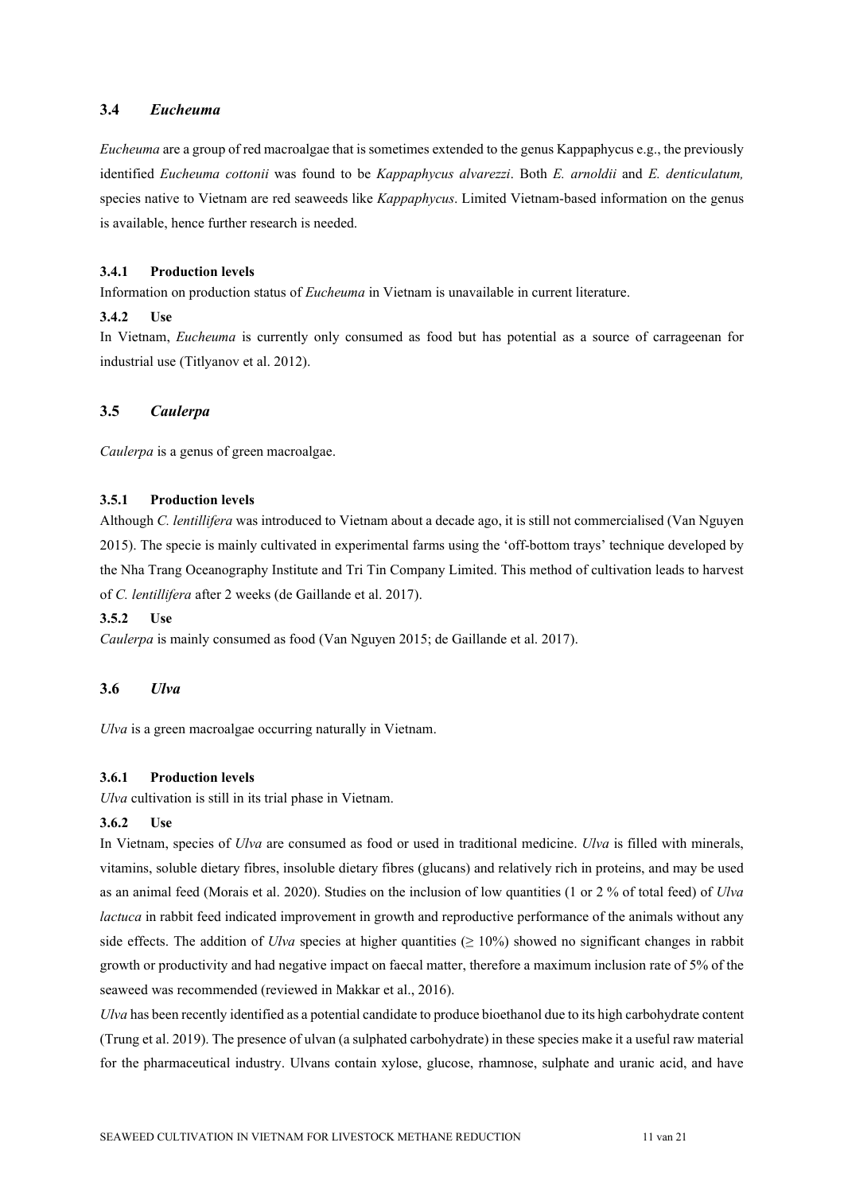## 3.4 *Eucheuma*

*Eucheuma* are a group of red macroalgae that is sometimes extended to the genus Kappaphycus e.g., the previously identified *Eucheuma cottonii* was found to be *Kappaphycus alvarezzi*. Both *E. arnoldii* and *E. denticulatum,* species native to Vietnam are red seaweeds like *Kappaphycus*. Limited Vietnam-based information on the genus is available, hence further research is needed.

### 3.4.1 Production levels

Information on production status of *Eucheuma* in Vietnam is unavailable in current literature.

### 3.4.2 Use

In Vietnam, *Eucheuma* is currently only consumed as food but has potential as a source of carrageenan for industrial use (Titlyanov et al. 2012).

## 3.5 *Caulerpa*

*Caulerpa* is a genus of green macroalgae.

### 3.5.1 Production levels

Although *C. lentillifera* was introduced to Vietnam about a decade ago, it is still not commercialised (Van Nguyen 2015). The specie is mainly cultivated in experimental farms using the 'off-bottom trays' technique developed by the Nha Trang Oceanography Institute and Tri Tin Company Limited. This method of cultivation leads to harvest of *C. lentillifera* after 2 weeks (de Gaillande et al. 2017).

### 3.5.2 Use

*Caulerpa* is mainly consumed as food (Van Nguyen 2015; de Gaillande et al. 2017).

## 3.6 *Ulva*

*Ulva* is a green macroalgae occurring naturally in Vietnam.

### 3.6.1 Production levels

*Ulva* cultivation is still in its trial phase in Vietnam.

### 3.6.2 Use

In Vietnam, species of *Ulva* are consumed as food or used in traditional medicine. *Ulva* is filled with minerals, vitamins, soluble dietary fibres, insoluble dietary fibres (glucans) and relatively rich in proteins, and may be used as an animal feed (Morais et al. 2020). Studies on the inclusion of low quantities (1 or 2 % of total feed) of *Ulva lactuca* in rabbit feed indicated improvement in growth and reproductive performance of the animals without any side effects. The addition of *Ulva* species at higher quantities ($\geq$ 10%) showed no significant changes in rabbit growth or productivity and had negative impact on faecal matter, therefore a maximum inclusion rate of 5% of the seaweed was recommended (reviewed in Makkar et al., 2016).

*Ulva* has been recently identified as a potential candidate to produce bioethanol due to its high carbohydrate content (Trung et al. 2019). The presence of ulvan (a sulphated carbohydrate) in these species make it a useful raw material for the pharmaceutical industry. Ulvans contain xylose, glucose, rhamnose, sulphate and uranic acid, and have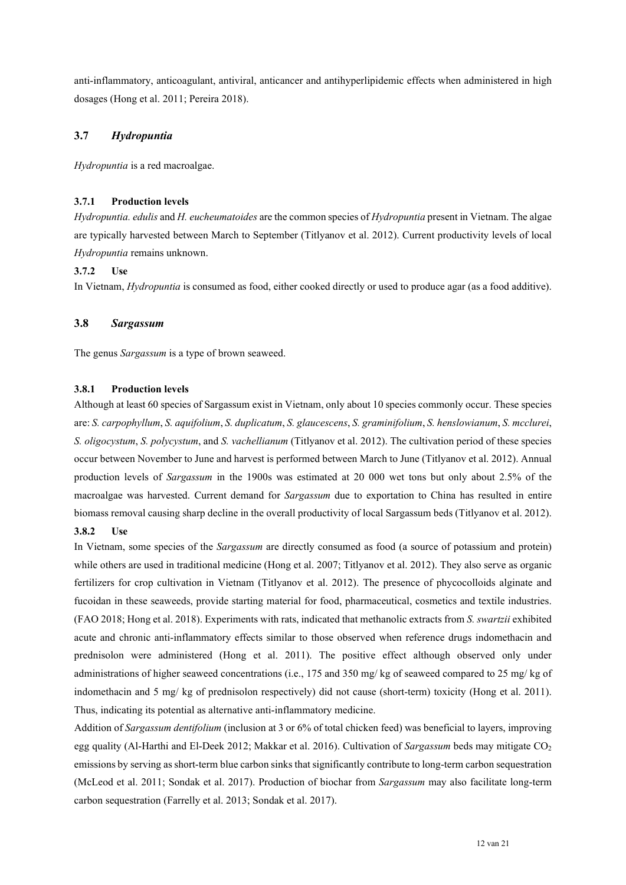anti-inflammatory, anticoagulant, antiviral, anticancer and antihyperlipidemic effects when administered in high dosages (Hong et al. 2011; Pereira 2018).

## 3.7 *Hydropuntia*

*Hydropuntia* is a red macroalgae.

### 3.7.1 Production levels

*Hydropuntia. edulis* and *H. eucheumatoides* are the common species of *Hydropuntia* present in Vietnam. The algae are typically harvested between March to September (Titlyanov et al. 2012). Current productivity levels of local *Hydropuntia* remains unknown.

### 3.7.2 Use

In Vietnam, *Hydropuntia* is consumed as food, either cooked directly or used to produce agar (as a food additive).

## 3.8 *Sargassum*

The genus *Sargassum* is a type of brown seaweed.

### 3.8.1 Production levels

Although at least 60 species of Sargassum exist in Vietnam, only about 10 species commonly occur. These species are: *S. carpophyllum*, *S. aquifolium*, *S. duplicatum*, *S. glaucescens*, *S. graminifolium*, *S. henslowianum*, *S. mcclurei*, *S. oligocystum*, *S. polycystum*, and *S. vachellianum* (Titlyanov et al. 2012). The cultivation period of these species occur between November to June and harvest is performed between March to June (Titlyanov et al. 2012). Annual production levels of *Sargassum* in the 1900s was estimated at 20 000 wet tons but only about 2.5% of the macroalgae was harvested. Current demand for *Sargassum* due to exportation to China has resulted in entire biomass removal causing sharp decline in the overall productivity of local Sargassum beds (Titlyanov et al. 2012).

### 3.8.2 Use

In Vietnam, some species of the *Sargassum* are directly consumed as food (a source of potassium and protein) while others are used in traditional medicine (Hong et al. 2007; Titlyanov et al. 2012). They also serve as organic fertilizers for crop cultivation in Vietnam (Titlyanov et al. 2012). The presence of phycocolloids alginate and fucoidan in these seaweeds, provide starting material for food, pharmaceutical, cosmetics and textile industries. (FAO 2018; Hong et al. 2018). Experiments with rats, indicated that methanolic extracts from *S. swartzii* exhibited acute and chronic anti-inflammatory effects similar to those observed when reference drugs indomethacin and prednisolon were administered (Hong et al. 2011). The positive effect although observed only under administrations of higher seaweed concentrations (i.e., 175 and 350 mg/ kg of seaweed compared to 25 mg/ kg of indomethacin and 5 mg/ kg of prednisolon respectively) did not cause (short-term) toxicity (Hong et al. 2011). Thus, indicating its potential as alternative anti-inflammatory medicine.

Addition of *Sargassum dentifolium* (inclusion at 3 or 6% of total chicken feed) was beneficial to layers, improving egg quality (Al-Harthi and El-Deek 2012; Makkar et al. 2016). Cultivation of *Sargassum* beds may mitigate $CO_2$ emissions by serving as short-term blue carbon sinks that significantly contribute to long-term carbon sequestration (McLeod et al. 2011; Sondak et al. 2017). Production of biochar from *Sargassum* may also facilitate long-term carbon sequestration (Farrelly et al. 2013; Sondak et al. 2017).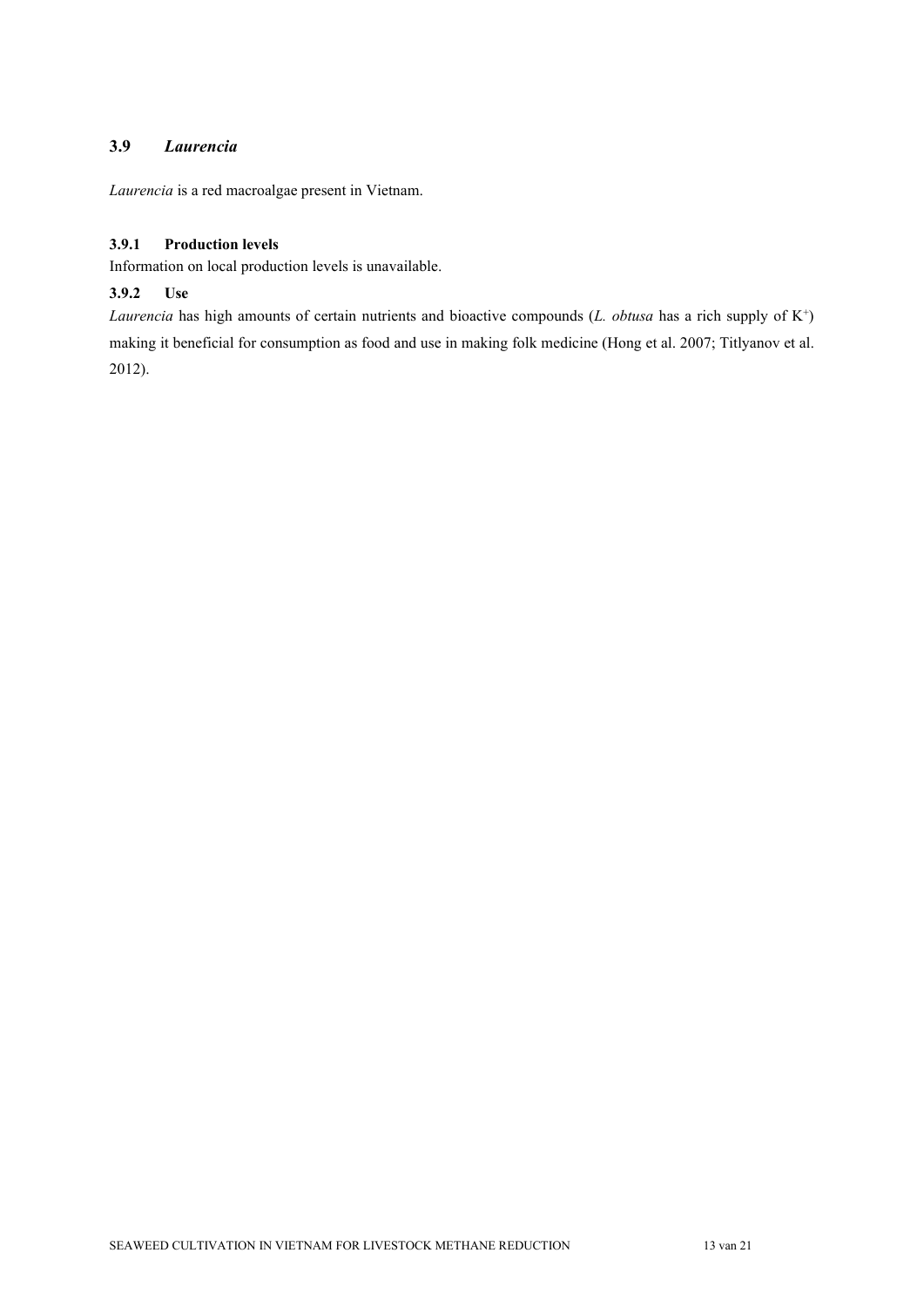## 3.9 *Laurencia*

*Laurencia* is a red macroalgae present in Vietnam.

### 3.9.1 Production levels

Information on local production levels is unavailable.

### 3.9.2 Use

*Laurencia* has high amounts of certain nutrients and bioactive compounds (*L. obtusa* has a rich supply of $K^+$) making it beneficial for consumption as food and use in making folk medicine (Hong et al. 2007; Titlyanov et al. 2012).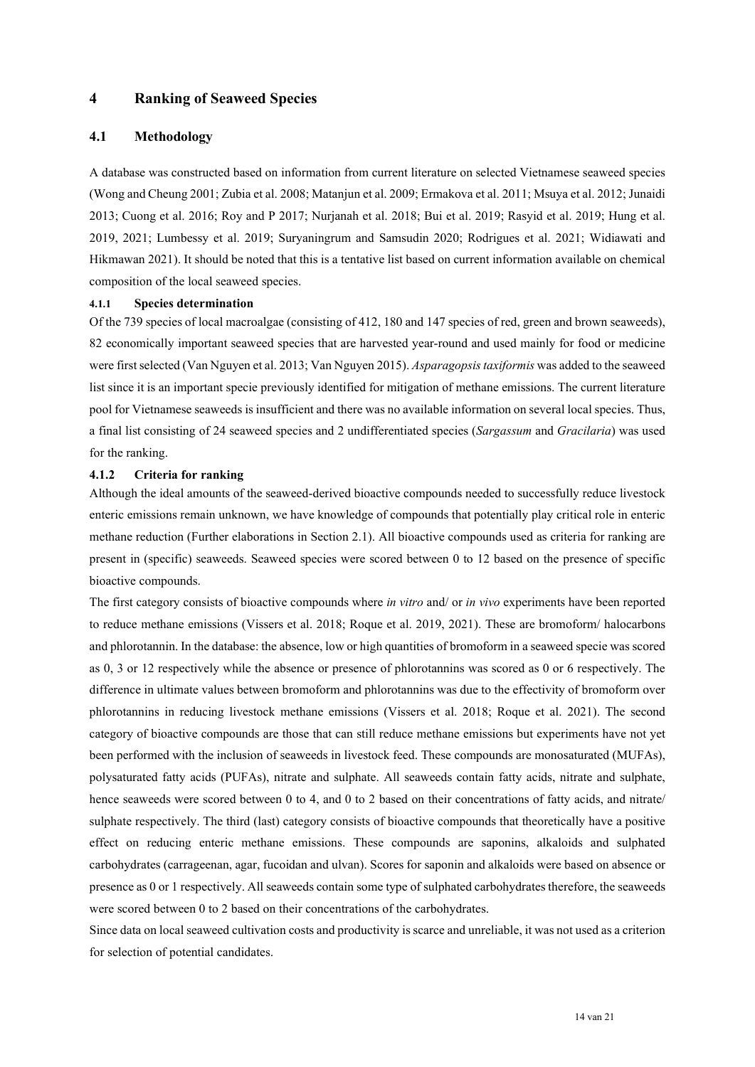# 4 Ranking of Seaweed Species

## 4.1 Methodology

A database was constructed based on information from current literature on selected Vietnamese seaweed species (Wong and Cheung 2001; Zubia et al. 2008; Matanjun et al. 2009; Ermakova et al. 2011; Msuya et al. 2012; Junaidi 2013; Cuong et al. 2016; Roy and P 2017; Nurjanah et al. 2018; Bui et al. 2019; Rasyid et al. 2019; Hung et al. 2019, 2021; Lumbessy et al. 2019; Suryaningrum and Samsudin 2020; Rodrigues et al. 2021; Widiawati and Hikmawan 2021). It should be noted that this is a tentative list based on current information available on chemical composition of the local seaweed species.

#### 4.1.1 Species determination

Of the 739 species of local macroalgae (consisting of 412, 180 and 147 species of red, green and brown seaweeds), 82 economically important seaweed species that are harvested year-round and used mainly for food or medicine were first selected (Van Nguyen et al. 2013; Van Nguyen 2015). *Asparagopsis taxiformis* was added to the seaweed list since it is an important specie previously identified for mitigation of methane emissions. The current literature pool for Vietnamese seaweeds is insufficient and there was no available information on several local species. Thus, a final list consisting of 24 seaweed species and 2 undifferentiated species (*Sargassum* and *Gracilaria*) was used for the ranking.

#### 4.1.2 Criteria for ranking

Although the ideal amounts of the seaweed-derived bioactive compounds needed to successfully reduce livestock enteric emissions remain unknown, we have knowledge of compounds that potentially play critical role in enteric methane reduction (Further elaborations in Section 2.1). All bioactive compounds used as criteria for ranking are present in (specific) seaweeds. Seaweed species were scored between 0 to 12 based on the presence of specific bioactive compounds.

The first category consists of bioactive compounds where *in vitro* and/ or *in vivo* experiments have been reported to reduce methane emissions (Vissers et al. 2018; Roque et al. 2019, 2021). These are bromoform/ halocarbons and phlorotannin. In the database: the absence, low or high quantities of bromoform in a seaweed specie was scored as 0, 3 or 12 respectively while the absence or presence of phlorotannins was scored as 0 or 6 respectively. The difference in ultimate values between bromoform and phlorotannins was due to the effectivity of bromoform over phlorotannins in reducing livestock methane emissions (Vissers et al. 2018; Roque et al. 2021). The second category of bioactive compounds are those that can still reduce methane emissions but experiments have not yet been performed with the inclusion of seaweeds in livestock feed. These compounds are monosaturated (MUFAs), polysaturated fatty acids (PUFAs), nitrate and sulphate. All seaweeds contain fatty acids, nitrate and sulphate, hence seaweeds were scored between 0 to 4, and 0 to 2 based on their concentrations of fatty acids, and nitrate/ sulphate respectively. The third (last) category consists of bioactive compounds that theoretically have a positive effect on reducing enteric methane emissions. These compounds are saponins, alkaloids and sulphated carbohydrates (carrageenan, agar, fucoidan and ulvan). Scores for saponin and alkaloids were based on absence or presence as 0 or 1 respectively. All seaweeds contain some type of sulphated carbohydrates therefore, the seaweeds were scored between 0 to 2 based on their concentrations of the carbohydrates.

Since data on local seaweed cultivation costs and productivity is scarce and unreliable, it was not used as a criterion for selection of potential candidates.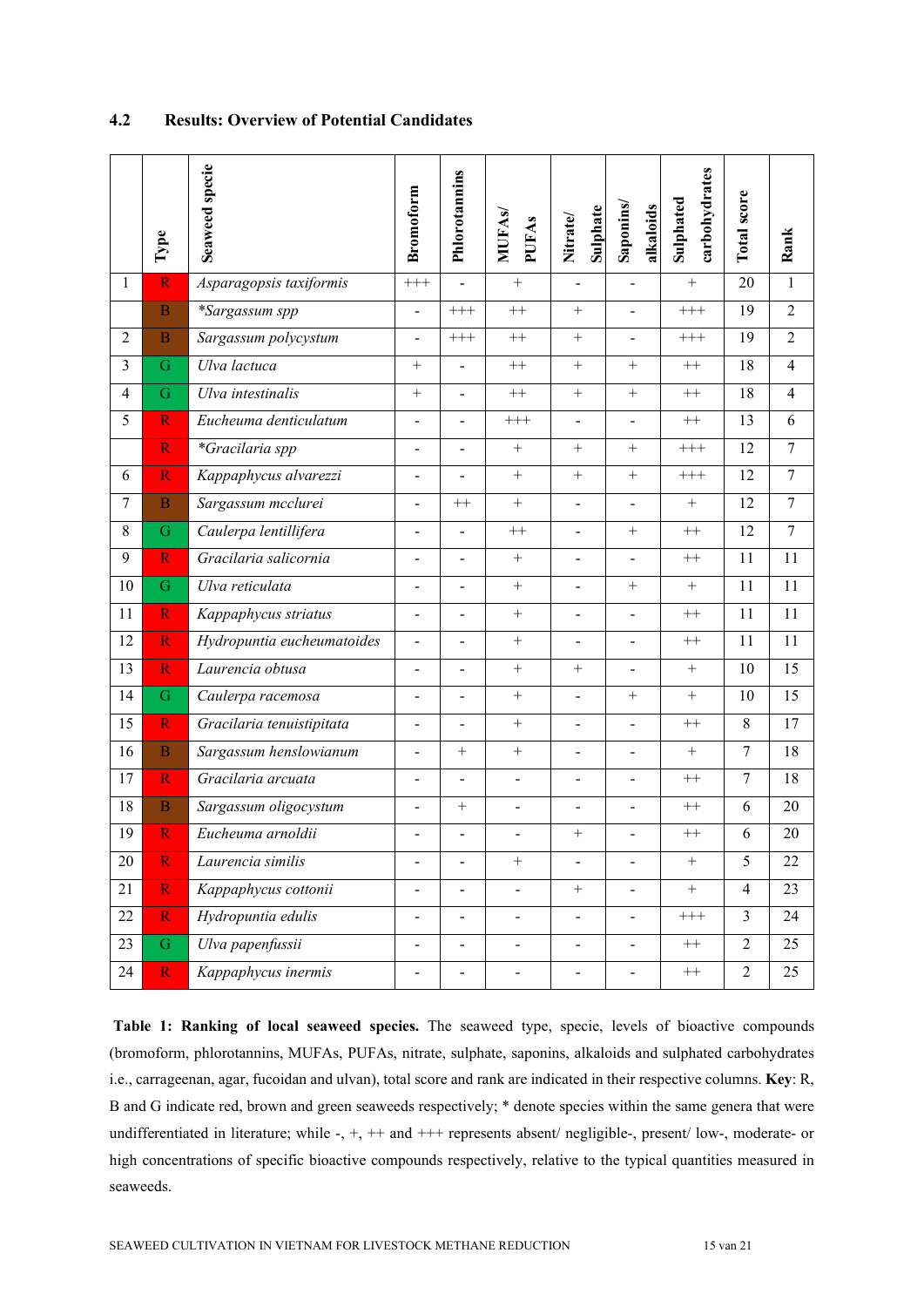## 4.2 Results: Overview of Potential Candidates

| | Type | Seaweed specie | Bromoform | Phlorotannins | MUFAs/ PUFAs | Nitrate/ Sulphate | Saponins/ alkaloids | Sulphated carbohydrates | Total score | Rank |
|---|---|---|---|---|---|---|---|---|---|---|
| 1 | R | *Asparagopsis taxiformis* | +++ | - | + | - | - | + | 20 | 1 |
| | B | *\*Sargassum spp* | - | +++ | ++ | + | - | +++ | 19 | 2 |
| 2 | B | *Sargassum polycystum* | - | +++ | ++ | + | - | +++ | 19 | 2 |
| 3 | G | *Ulva lactuca* | + | - | ++ | + | + | ++ | 18 | 4 |
| 4 | G | *Ulva intestinalis* | + | - | ++ | + | + | ++ | 18 | 4 |
| 5 | R | *Eucheuma denticulatum* | - | - | +++ | - | - | ++ | 13 | 6 |
| | R | *\*Gracilaria spp* | - | - | + | + | + | +++ | 12 | 7 |
| 6 | R | *Kappaphycus alvarezzi* | - | - | + | + | + | +++ | 12 | 7 |
| 7 | B | *Sargassum mcclurei* | - | ++ | + | - | - | + | 12 | 7 |
| 8 | G | *Caulerpa lentillifera* | - | - | ++ | - | + | ++ | 12 | 7 |
| 9 | R | *Gracilaria salicornia* | - | - | + | - | - | ++ | 11 | 11 |
| 10 | G | *Ulva reticulata* | - | - | + | - | + | + | 11 | 11 |
| 11 | R | *Kappaphycus striatus* | - | - | + | - | - | ++ | 11 | 11 |
| 12 | R | *Hydropuntia eucheumatoides* | - | - | + | - | - | ++ | 11 | 11 |
| 13 | R | *Laurencia obtusa* | - | - | + | + | - | + | 10 | 15 |
| 14 | G | *Caulerpa racemosa* | - | - | + | - | + | + | 10 | 15 |
| 15 | R | *Gracilaria tenuistipitata* | - | - | + | - | - | ++ | 8 | 17 |
| 16 | B | *Sargassum henslowianum* | - | + | + | - | - | + | 7 | 18 |
| 17 | R | *Gracilaria arcuata* | - | - | - | - | - | ++ | 7 | 18 |
| 18 | B | *Sargassum oligocystum* | - | + | - | - | - | ++ | 6 | 20 |
| 19 | R | *Eucheuma arnoldii* | - | - | - | + | - | ++ | 6 | 20 |
| 20 | R | *Laurencia similis* | - | - | + | - | - | + | 5 | 22 |
| 21 | R | *Kappaphycus cottonii* | - | - | - | + | - | + | 4 | 23 |
| 22 | R | *Hydropuntia edulis* | - | - | - | - | - | +++ | 3 | 24 |
| 23 | G | *Ulva papenfussii* | - | - | - | - | - | ++ | 2 | 25 |
| 24 | R | *Kappaphycus inermis* | - | - | - | - | - | ++ | 2 | 25 |

**Table 1: Ranking of local seaweed species.** The seaweed type, specie, levels of bioactive compounds (bromoform, phlorotannins, MUFAs, PUFAs, nitrate, sulphate, saponins, alkaloids and sulphated carbohydrates i.e., carrageenan, agar, fucoidan and ulvan), total score and rank are indicated in their respective columns. **Key**: R, B and G indicate red, brown and green seaweeds respectively; * denote species within the same genera that were undifferentiated in literature; while -, +, ++ and +++ represents absent/ negligible-, present/ low-, moderate- or high concentrations of specific bioactive compounds respectively, relative to the typical quantities measured in seaweeds.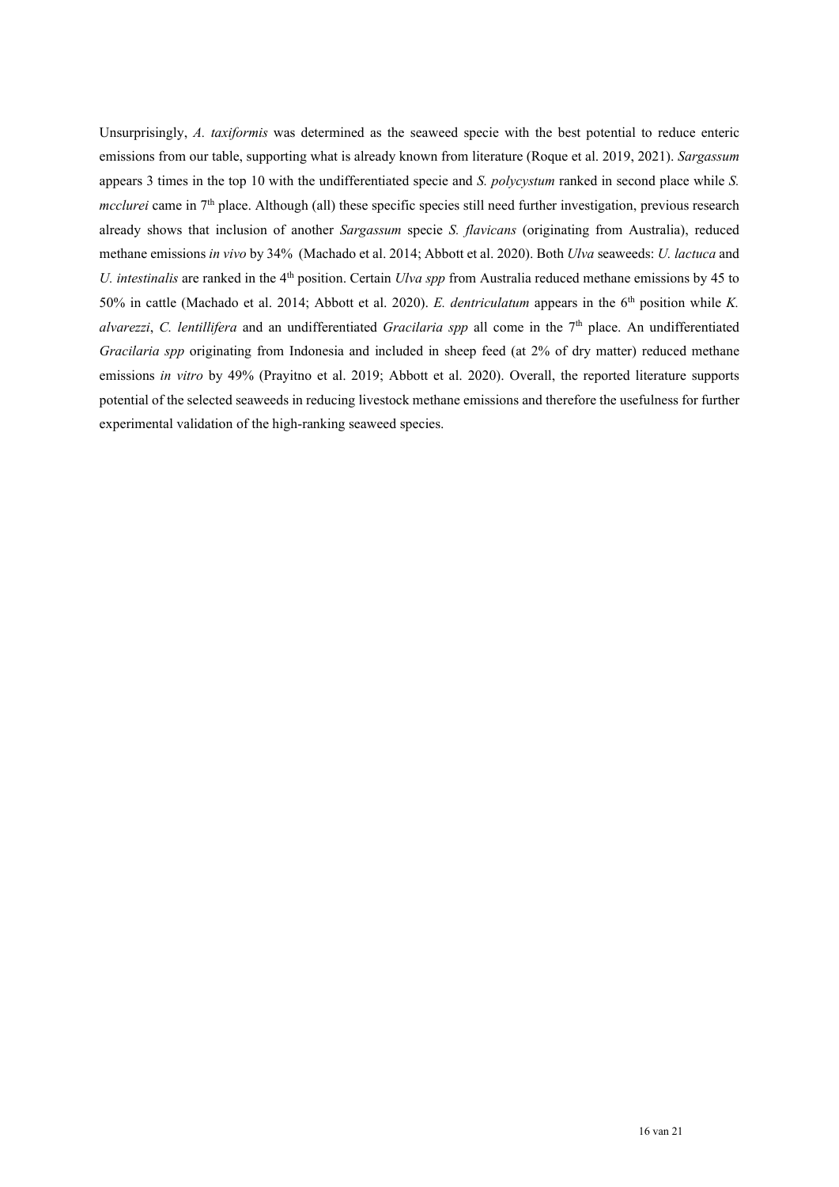Unsurprisingly, *A. taxiformis* was determined as the seaweed specie with the best potential to reduce enteric emissions from our table, supporting what is already known from literature (Roque et al. 2019, 2021). *Sargassum* appears 3 times in the top 10 with the undifferentiated specie and *S. polycystum* ranked in second place while *S. mcclurei* came in 7th place. Although (all) these specific species still need further investigation, previous research already shows that inclusion of another *Sargassum* specie *S. flavicans* (originating from Australia), reduced methane emissions *in vivo* by 34% (Machado et al. 2014; Abbott et al. 2020). Both *Ulva* seaweeds: *U. lactuca* and *U. intestinalis* are ranked in the 4th position. Certain *Ulva spp* from Australia reduced methane emissions by 45 to 50% in cattle (Machado et al. 2014; Abbott et al. 2020). *E. dentriculatum* appears in the 6th position while *K. alvarezzi*, *C. lentillifera* and an undifferentiated *Gracilaria spp* all come in the 7th place. An undifferentiated *Gracilaria spp* originating from Indonesia and included in sheep feed (at 2% of dry matter) reduced methane emissions *in vitro* by 49% (Prayitno et al. 2019; Abbott et al. 2020). Overall, the reported literature supports potential of the selected seaweeds in reducing livestock methane emissions and therefore the usefulness for further experimental validation of the high-ranking seaweed species.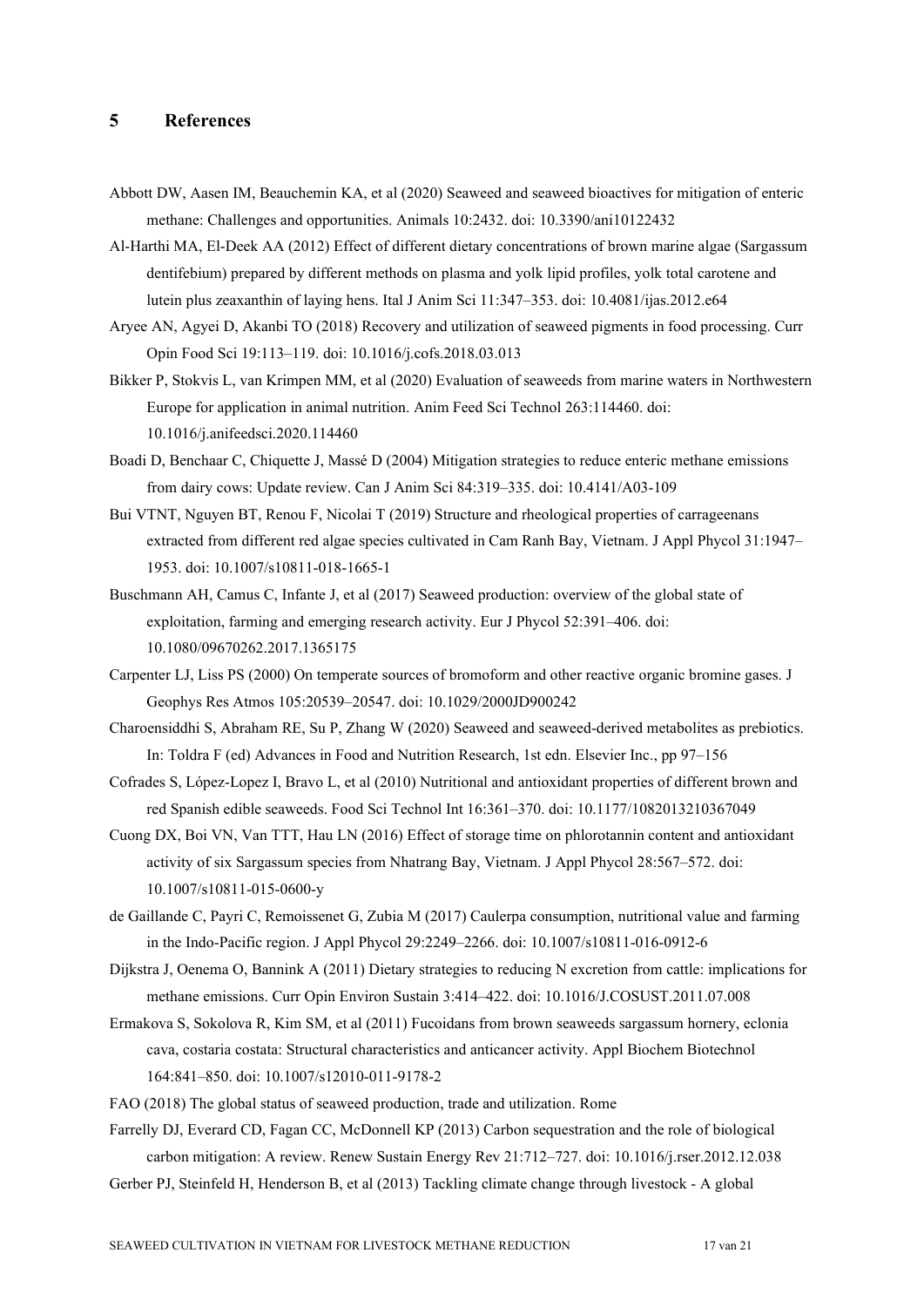## 5 References

Abbott DW, Aasen IM, Beauchemin KA, et al (2020) Seaweed and seaweed bioactives for mitigation of enteric methane: Challenges and opportunities. Animals 10:2432. doi: 10.3390/ani10122432

Al-Harthi MA, El-Deek AA (2012) Effect of different dietary concentrations of brown marine algae (Sargassum dentifebium) prepared by different methods on plasma and yolk lipid profiles, yolk total carotene and lutein plus zeaxanthin of laying hens. Ital J Anim Sci 11:347–353. doi: 10.4081/ijas.2012.e64

Aryee AN, Agyei D, Akanbi TO (2018) Recovery and utilization of seaweed pigments in food processing. Curr Opin Food Sci 19:113–119. doi: 10.1016/j.cofs.2018.03.013

Bikker P, Stokvis L, van Krimpen MM, et al (2020) Evaluation of seaweeds from marine waters in Northwestern Europe for application in animal nutrition. Anim Feed Sci Technol 263:114460. doi: 10.1016/j.anifeedsci.2020.114460

Boadi D, Benchaar C, Chiquette J, Massé D (2004) Mitigation strategies to reduce enteric methane emissions from dairy cows: Update review. Can J Anim Sci 84:319–335. doi: 10.4141/A03-109

Bui VTNT, Nguyen BT, Renou F, Nicolai T (2019) Structure and rheological properties of carrageenans extracted from different red algae species cultivated in Cam Ranh Bay, Vietnam. J Appl Phycol 31:1947–1953. doi: 10.1007/s10811-018-1665-1

Buschmann AH, Camus C, Infante J, et al (2017) Seaweed production: overview of the global state of exploitation, farming and emerging research activity. Eur J Phycol 52:391–406. doi: 10.1080/09670262.2017.1365175

Carpenter LJ, Liss PS (2000) On temperate sources of bromoform and other reactive organic bromine gases. J Geophys Res Atmos 105:20539–20547. doi: 10.1029/2000JD900242

Charoensiddhi S, Abraham RE, Su P, Zhang W (2020) Seaweed and seaweed-derived metabolites as prebiotics. In: Toldra F (ed) Advances in Food and Nutrition Research, 1st edn. Elsevier Inc., pp 97–156

Cofrades S, López-Lopez I, Bravo L, et al (2010) Nutritional and antioxidant properties of different brown and red Spanish edible seaweeds. Food Sci Technol Int 16:361–370. doi: 10.1177/1082013210367049

Cuong DX, Boi VN, Van TTT, Hau LN (2016) Effect of storage time on phlorotannin content and antioxidant activity of six Sargassum species from Nhatrang Bay, Vietnam. J Appl Phycol 28:567–572. doi: 10.1007/s10811-015-0600-y

de Gaillande C, Payri C, Remoissenet G, Zubia M (2017) Caulerpa consumption, nutritional value and farming in the Indo-Pacific region. J Appl Phycol 29:2249–2266. doi: 10.1007/s10811-016-0912-6

Dijkstra J, Oenema O, Bannink A (2011) Dietary strategies to reducing N excretion from cattle: implications for methane emissions. Curr Opin Environ Sustain 3:414–422. doi: 10.1016/J.COSUST.2011.07.008

Ermakova S, Sokolova R, Kim SM, et al (2011) Fucoidans from brown seaweeds sargassum hornery, eclonia cava, costaria costata: Structural characteristics and anticancer activity. Appl Biochem Biotechnol 164:841–850. doi: 10.1007/s12010-011-9178-2

FAO (2018) The global status of seaweed production, trade and utilization. Rome

Farrelly DJ, Everard CD, Fagan CC, McDonnell KP (2013) Carbon sequestration and the role of biological carbon mitigation: A review. Renew Sustain Energy Rev 21:712–727. doi: 10.1016/j.rser.2012.12.038

Gerber PJ, Steinfeld H, Henderson B, et al (2013) Tackling climate change through livestock - A global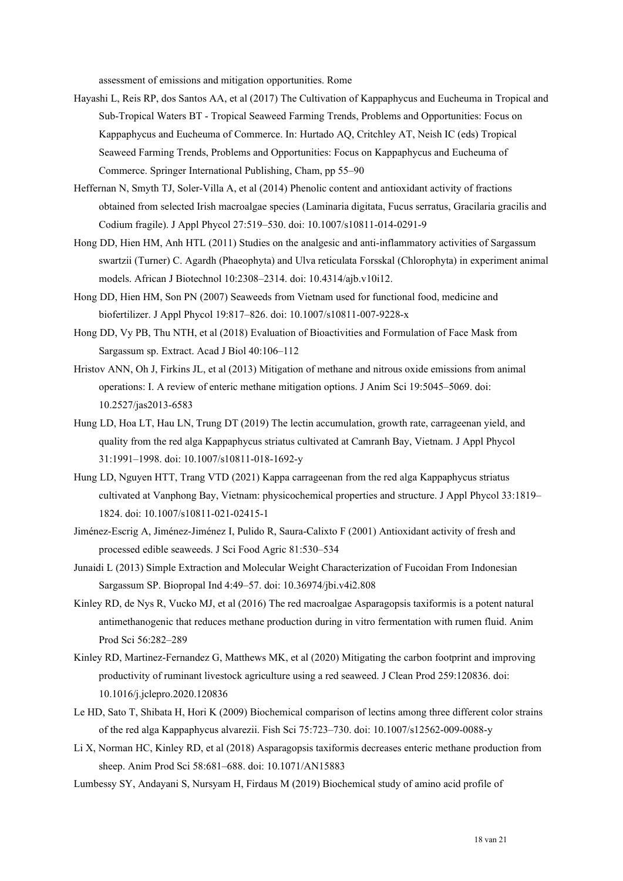assessment of emissions and mitigation opportunities. Rome

Hayashi L, Reis RP, dos Santos AA, et al (2017) The Cultivation of Kappaphycus and Eucheuma in Tropical and Sub-Tropical Waters BT - Tropical Seaweed Farming Trends, Problems and Opportunities: Focus on Kappaphycus and Eucheuma of Commerce. In: Hurtado AQ, Critchley AT, Neish IC (eds) Tropical Seaweed Farming Trends, Problems and Opportunities: Focus on Kappaphycus and Eucheuma of Commerce. Springer International Publishing, Cham, pp 55–90

Heffernan N, Smyth TJ, Soler-Villa A, et al (2014) Phenolic content and antioxidant activity of fractions obtained from selected Irish macroalgae species (Laminaria digitata, Fucus serratus, Gracilaria gracilis and Codium fragile). J Appl Phycol 27:519–530. doi: 10.1007/s10811-014-0291-9

Hong DD, Hien HM, Anh HTL (2011) Studies on the analgesic and anti-inflammatory activities of Sargassum swartzii (Turner) C. Agardh (Phaeophyta) and Ulva reticulata Forsskal (Chlorophyta) in experiment animal models. African J Biotechnol 10:2308–2314. doi: 10.4314/ajb.v10i12.

Hong DD, Hien HM, Son PN (2007) Seaweeds from Vietnam used for functional food, medicine and biofertilizer. J Appl Phycol 19:817–826. doi: 10.1007/s10811-007-9228-x

Hong DD, Vy PB, Thu NTH, et al (2018) Evaluation of Bioactivities and Formulation of Face Mask from Sargassum sp. Extract. Acad J Biol 40:106–112

Hristov ANN, Oh J, Firkins JL, et al (2013) Mitigation of methane and nitrous oxide emissions from animal operations: I. A review of enteric methane mitigation options. J Anim Sci 19:5045–5069. doi: 10.2527/jas2013-6583

Hung LD, Hoa LT, Hau LN, Trung DT (2019) The lectin accumulation, growth rate, carrageenan yield, and quality from the red alga Kappaphycus striatus cultivated at Camranh Bay, Vietnam. J Appl Phycol 31:1991–1998. doi: 10.1007/s10811-018-1692-y

Hung LD, Nguyen HTT, Trang VTD (2021) Kappa carrageenan from the red alga Kappaphycus striatus cultivated at Vanphong Bay, Vietnam: physicochemical properties and structure. J Appl Phycol 33:1819–1824. doi: 10.1007/s10811-021-02415-1

Jiménez-Escrig A, Jiménez-Jiménez I, Pulido R, Saura-Calixto F (2001) Antioxidant activity of fresh and processed edible seaweeds. J Sci Food Agric 81:530–534

Junaidi L (2013) Simple Extraction and Molecular Weight Characterization of Fucoidan From Indonesian Sargassum SP. Biopropal Ind 4:49–57. doi: 10.36974/jbi.v4i2.808

Kinley RD, de Nys R, Vucko MJ, et al (2016) The red macroalgae Asparagopsis taxiformis is a potent natural antimethanogenic that reduces methane production during in vitro fermentation with rumen fluid. Anim Prod Sci 56:282–289

Kinley RD, Martinez-Fernandez G, Matthews MK, et al (2020) Mitigating the carbon footprint and improving productivity of ruminant livestock agriculture using a red seaweed. J Clean Prod 259:120836. doi: 10.1016/j.jclepro.2020.120836

Le HD, Sato T, Shibata H, Hori K (2009) Biochemical comparison of lectins among three different color strains of the red alga Kappaphycus alvarezii. Fish Sci 75:723–730. doi: 10.1007/s12562-009-0088-y

Li X, Norman HC, Kinley RD, et al (2018) Asparagopsis taxiformis decreases enteric methane production from sheep. Anim Prod Sci 58:681–688. doi: 10.1071/AN15883

Lumbessy SY, Andayani S, Nursyam H, Firdaus M (2019) Biochemical study of amino acid profile of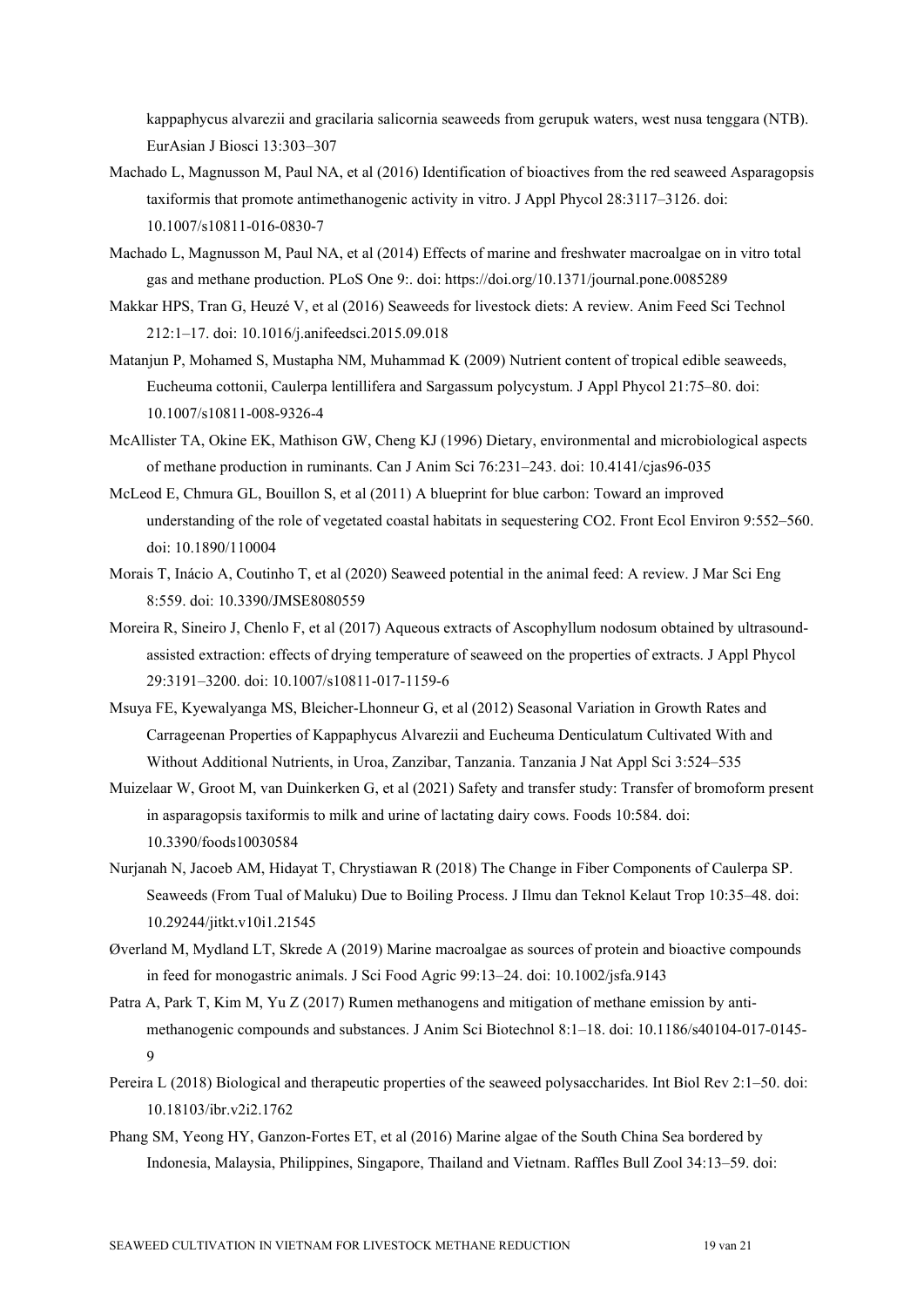kappaphycus alvarezii and gracilaria salicornia seaweeds from gerupuk waters, west nusa tenggara (NTB). EurAsian J Biosci 13:303–307

Machado L, Magnusson M, Paul NA, et al (2016) Identification of bioactives from the red seaweed Asparagopsis taxiformis that promote antimethanogenic activity in vitro. J Appl Phycol 28:3117–3126. doi: 10.1007/s10811-016-0830-7

Machado L, Magnusson M, Paul NA, et al (2014) Effects of marine and freshwater macroalgae on in vitro total gas and methane production. PLoS One 9:. doi: https://doi.org/10.1371/journal.pone.0085289

Makkar HPS, Tran G, Heuzé V, et al (2016) Seaweeds for livestock diets: A review. Anim Feed Sci Technol 212:1–17. doi: 10.1016/j.anifeedsci.2015.09.018

Matanjun P, Mohamed S, Mustapha NM, Muhammad K (2009) Nutrient content of tropical edible seaweeds, Eucheuma cottonii, Caulerpa lentillifera and Sargassum polycystum. J Appl Phycol 21:75–80. doi: 10.1007/s10811-008-9326-4

McAllister TA, Okine EK, Mathison GW, Cheng KJ (1996) Dietary, environmental and microbiological aspects of methane production in ruminants. Can J Anim Sci 76:231–243. doi: 10.4141/cjas96-035

McLeod E, Chmura GL, Bouillon S, et al (2011) A blueprint for blue carbon: Toward an improved understanding of the role of vegetated coastal habitats in sequestering CO2. Front Ecol Environ 9:552–560. doi: 10.1890/110004

Morais T, Inácio A, Coutinho T, et al (2020) Seaweed potential in the animal feed: A review. J Mar Sci Eng 8:559. doi: 10.3390/JMSE8080559

Moreira R, Sineiro J, Chenlo F, et al (2017) Aqueous extracts of Ascophyllum nodosum obtained by ultrasound-assisted extraction: effects of drying temperature of seaweed on the properties of extracts. J Appl Phycol 29:3191–3200. doi: 10.1007/s10811-017-1159-6

Msuya FE, Kyewalyanga MS, Bleicher-Lhonneur G, et al (2012) Seasonal Variation in Growth Rates and Carrageenan Properties of Kappaphycus Alvarezii and Eucheuma Denticulatum Cultivated With and Without Additional Nutrients, in Uroa, Zanzibar, Tanzania. Tanzania J Nat Appl Sci 3:524–535

Muizelaar W, Groot M, van Duinkerken G, et al (2021) Safety and transfer study: Transfer of bromoform present in asparagopsis taxiformis to milk and urine of lactating dairy cows. Foods 10:584. doi: 10.3390/foods10030584

Nurjanah N, Jacoeb AM, Hidayat T, Chrystiawan R (2018) The Change in Fiber Components of Caulerpa SP. Seaweeds (From Tual of Maluku) Due to Boiling Process. J Ilmu dan Teknol Kelaut Trop 10:35–48. doi: 10.29244/jitkt.v10i1.21545

Øverland M, Mydland LT, Skrede A (2019) Marine macroalgae as sources of protein and bioactive compounds in feed for monogastric animals. J Sci Food Agric 99:13–24. doi: 10.1002/jsfa.9143

Patra A, Park T, Kim M, Yu Z (2017) Rumen methanogens and mitigation of methane emission by anti-methanogenic compounds and substances. J Anim Sci Biotechnol 8:1–18. doi: 10.1186/s40104-017-0145-9

Pereira L (2018) Biological and therapeutic properties of the seaweed polysaccharides. Int Biol Rev 2:1–50. doi: 10.18103/ibr.v2i2.1762

Phang SM, Yeong HY, Ganzon-Fortes ET, et al (2016) Marine algae of the South China Sea bordered by Indonesia, Malaysia, Philippines, Singapore, Thailand and Vietnam. Raffles Bull Zool 34:13–59. doi: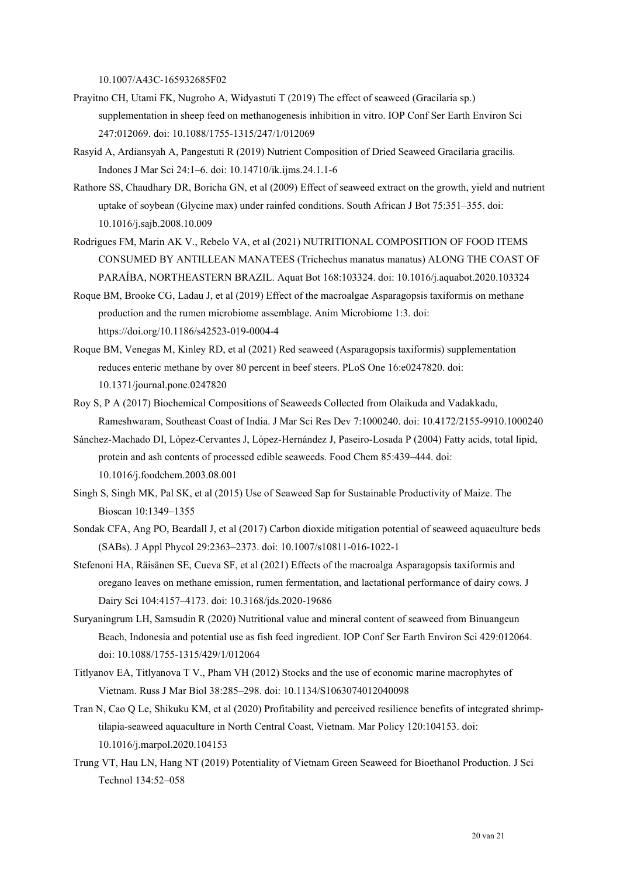10.1007/A43C-165932685F02

Prayitno CH, Utami FK, Nugroho A, Widyastuti T (2019) The effect of seaweed (Gracilaria sp.) supplementation in sheep feed on methanogenesis inhibition in vitro. IOP Conf Ser Earth Environ Sci 247:012069. doi: 10.1088/1755-1315/247/1/012069

Rasyid A, Ardiansyah A, Pangestuti R (2019) Nutrient Composition of Dried Seaweed Gracilaria gracilis. Indones J Mar Sci 24:1–6. doi: 10.14710/ik.ijms.24.1.1-6

Rathore SS, Chaudhary DR, Boricha GN, et al (2009) Effect of seaweed extract on the growth, yield and nutrient uptake of soybean (Glycine max) under rainfed conditions. South African J Bot 75:351–355. doi: 10.1016/j.sajb.2008.10.009

Rodrigues FM, Marin AK V., Rebelo VA, et al (2021) NUTRITIONAL COMPOSITION OF FOOD ITEMS CONSUMED BY ANTILLEAN MANATEES (Trichechus manatus manatus) ALONG THE COAST OF PARAÍBA, NORTHEASTERN BRAZIL. Aquat Bot 168:103324. doi: 10.1016/j.aquabot.2020.103324

Roque BM, Brooke CG, Ladau J, et al (2019) Effect of the macroalgae Asparagopsis taxiformis on methane production and the rumen microbiome assemblage. Anim Microbiome 1:3. doi: https://doi.org/10.1186/s42523-019-0004-4

Roque BM, Venegas M, Kinley RD, et al (2021) Red seaweed (Asparagopsis taxiformis) supplementation reduces enteric methane by over 80 percent in beef steers. PLoS One 16:e0247820. doi: 10.1371/journal.pone.0247820

Roy S, P A (2017) Biochemical Compositions of Seaweeds Collected from Olaikuda and Vadakkadu, Rameshwaram, Southeast Coast of India. J Mar Sci Res Dev 7:1000240. doi: 10.4172/2155-9910.1000240

Sánchez-Machado DI, López-Cervantes J, López-Hernández J, Paseiro-Losada P (2004) Fatty acids, total lipid, protein and ash contents of processed edible seaweeds. Food Chem 85:439–444. doi: 10.1016/j.foodchem.2003.08.001

Singh S, Singh MK, Pal SK, et al (2015) Use of Seaweed Sap for Sustainable Productivity of Maize. The Bioscan 10:1349–1355

Sondak CFA, Ang PO, Beardall J, et al (2017) Carbon dioxide mitigation potential of seaweed aquaculture beds (SABs). J Appl Phycol 29:2363–2373. doi: 10.1007/s10811-016-1022-1

Stefenoni HA, Räisänen SE, Cueva SF, et al (2021) Effects of the macroalga Asparagopsis taxiformis and oregano leaves on methane emission, rumen fermentation, and lactational performance of dairy cows. J Dairy Sci 104:4157–4173. doi: 10.3168/jds.2020-19686

Suryaningrum LH, Samsudin R (2020) Nutritional value and mineral content of seaweed from Binuangeun Beach, Indonesia and potential use as fish feed ingredient. IOP Conf Ser Earth Environ Sci 429:012064. doi: 10.1088/1755-1315/429/1/012064

Titlyanov EA, Titlyanova T V., Pham VH (2012) Stocks and the use of economic marine macrophytes of Vietnam. Russ J Mar Biol 38:285–298. doi: 10.1134/S1063074012040098

Tran N, Cao Q Le, Shikuku KM, et al (2020) Profitability and perceived resilience benefits of integrated shrimp-tilapia-seaweed aquaculture in North Central Coast, Vietnam. Mar Policy 120:104153. doi: 10.1016/j.marpol.2020.104153

Trung VT, Hau LN, Hang NT (2019) Potentiality of Vietnam Green Seaweed for Bioethanol Production. J Sci Technol 134:52–058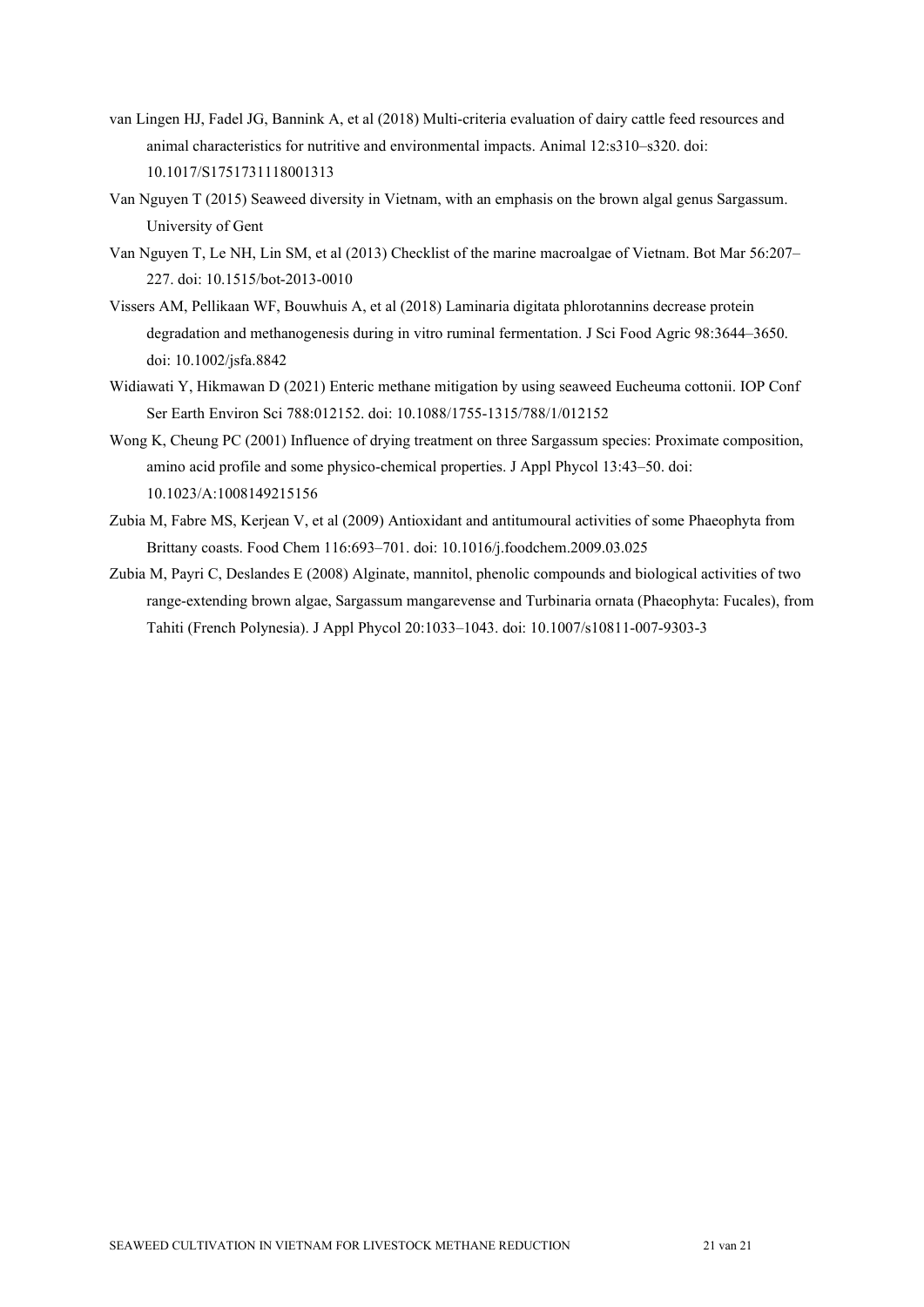van Lingen HJ, Fadel JG, Bannink A, et al (2018) Multi-criteria evaluation of dairy cattle feed resources and animal characteristics for nutritive and environmental impacts. Animal 12:s310–s320. doi: 10.1017/S1751731118001313

Van Nguyen T (2015) Seaweed diversity in Vietnam, with an emphasis on the brown algal genus Sargassum. University of Gent

Van Nguyen T, Le NH, Lin SM, et al (2013) Checklist of the marine macroalgae of Vietnam. Bot Mar 56:207–227. doi: 10.1515/bot-2013-0010

Vissers AM, Pellikaan WF, Bouwhuis A, et al (2018) Laminaria digitata phlorotannins decrease protein degradation and methanogenesis during in vitro ruminal fermentation. J Sci Food Agric 98:3644–3650. doi: 10.1002/jsfa.8842

Widiawati Y, Hikmawan D (2021) Enteric methane mitigation by using seaweed Eucheuma cottonii. IOP Conf Ser Earth Environ Sci 788:012152. doi: 10.1088/1755-1315/788/1/012152

Wong K, Cheung PC (2001) Influence of drying treatment on three Sargassum species: Proximate composition, amino acid profile and some physico-chemical properties. J Appl Phycol 13:43–50. doi: 10.1023/A:1008149215156

Zubia M, Fabre MS, Kerjean V, et al (2009) Antioxidant and antitumoural activities of some Phaeophyta from Brittany coasts. Food Chem 116:693–701. doi: 10.1016/j.foodchem.2009.03.025

Zubia M, Payri C, Deslandes E (2008) Alginate, mannitol, phenolic compounds and biological activities of two range-extending brown algae, Sargassum mangarevense and Turbinaria ornata (Phaeophyta: Fucales), from Tahiti (French Polynesia). J Appl Phycol 20:1033–1043. doi: 10.1007/s10811-007-9303-3